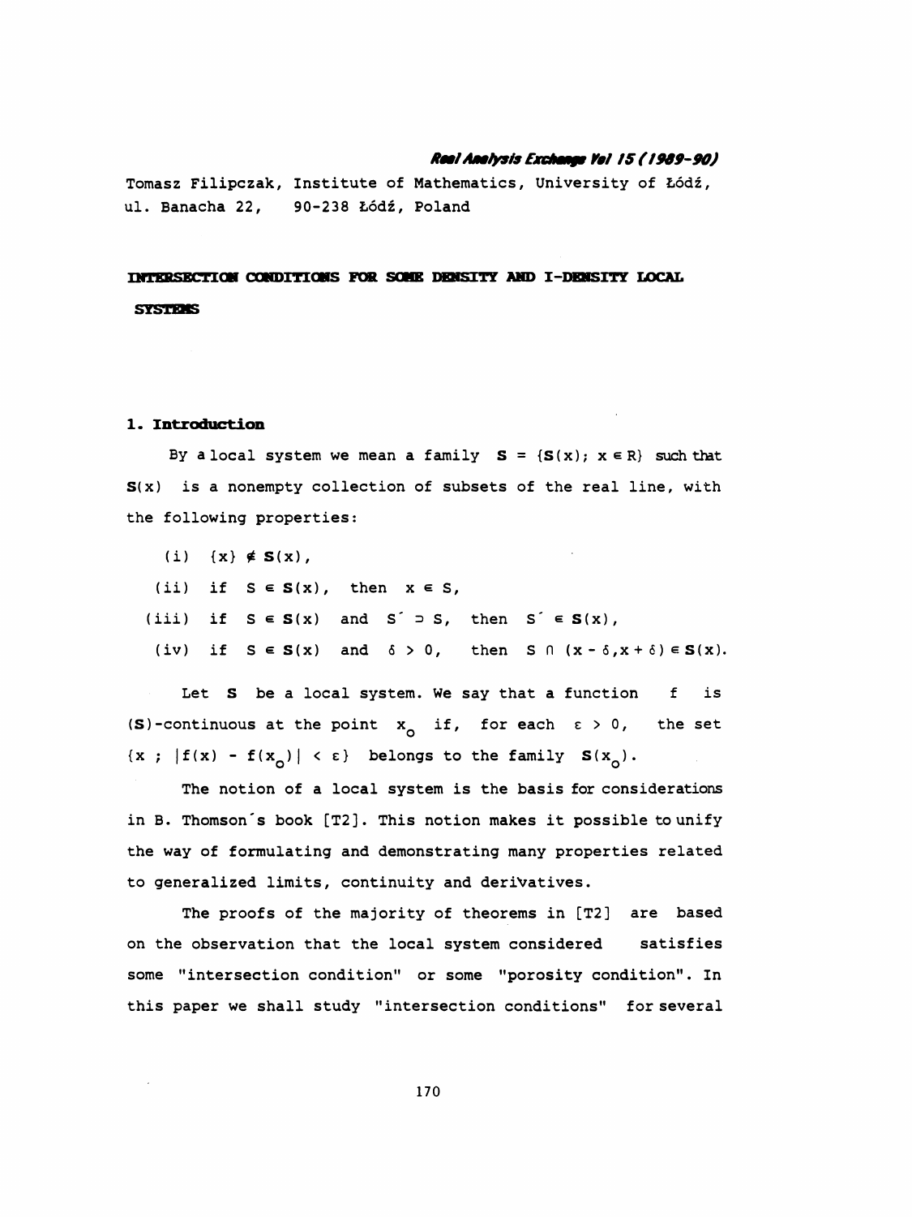Tomasz Filipczak, Institute of Mathematics, University of Łódź, ul. Banacha 22, 90-238 Łódź, Poland

# INTERSECTION CONDITIONS FOR SOME DENSITY AND I-DENSITY LOCAL SYSTEMS

## 1. Introduction

By a local system we mean a family $\mathbf{S} = \{\mathbf{S}(x);\ x \in R\}$ such that $\mathbf{S}(x)$ is a nonempty collection of subsets of the real line, with the following properties:

(i) $\{x\} \notin \mathbf{S}(x)$,

(ii) if $S \in \mathbf{S}(x)$, then $x \in S$,

(iii) if $S \in \mathbf{S}(x)$ and $S' \supset S$, then $S' \in \mathbf{S}(x)$,

(iv) if $S \in \mathbf{S}(x)$ and $\delta > 0$, then $S \cap (x - \delta, x + \delta) \in \mathbf{S}(x)$.

Let $\mathbf{S}$ be a local system. We say that a function $f$ is $(\mathbf{S})$-continuous at the point $x_o$ if, for each $\varepsilon > 0$, the set $\{x\ ;\ |f(x) - f(x_o)| < \varepsilon\}$ belongs to the family $\mathbf{S}(x_o)$.

The notion of a local system is the basis for considerations in B. Thomson's book [T2]. This notion makes it possible to unify the way of formulating and demonstrating many properties related to generalized limits, continuity and derivatives.

The proofs of the majority of theorems in [T2] are based on the observation that the local system considered satisfies some "intersection condition" or some "porosity condition". In this paper we shall study "intersection conditions" for several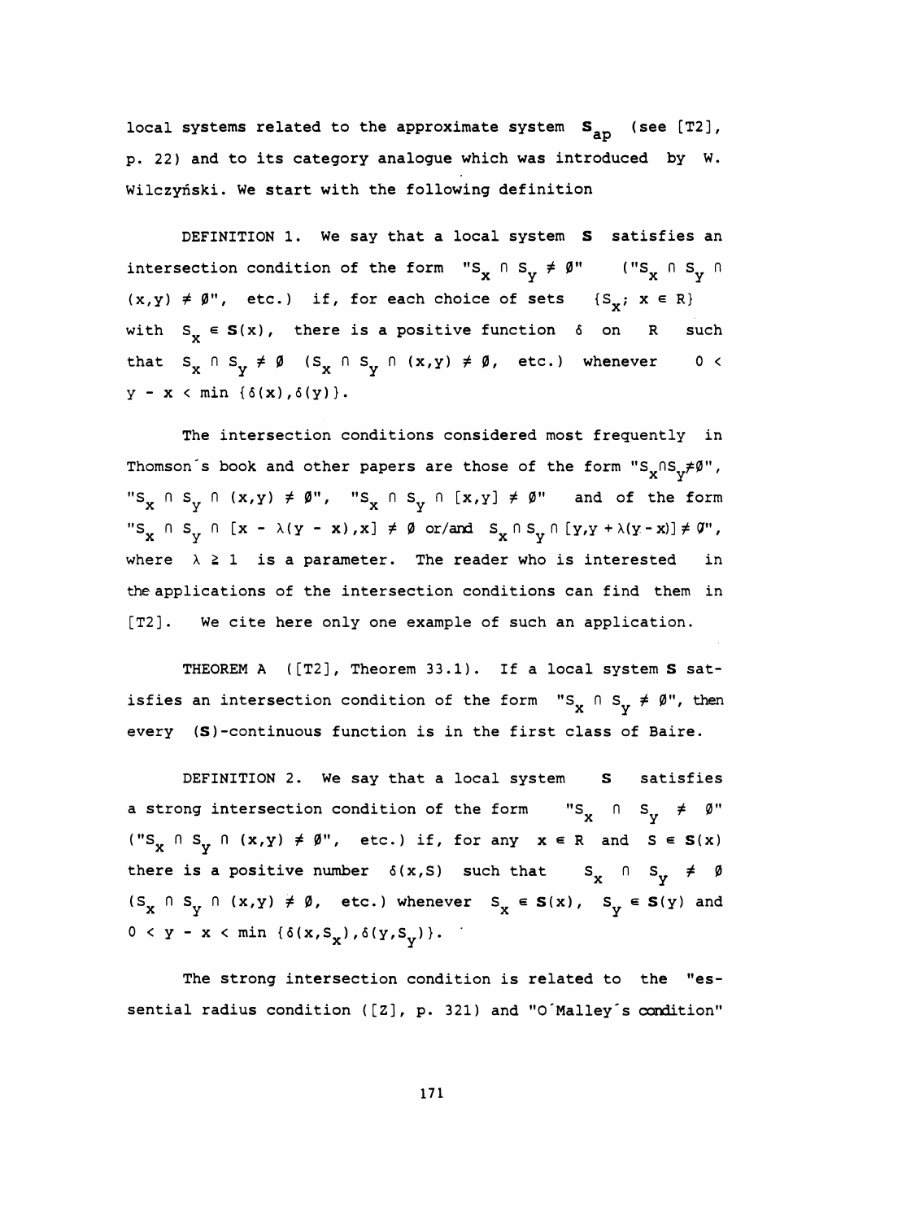local systems related to the approximate system $\mathbf{S}_{ap}$ (see [T2], p. 22) and to its category analogue which was introduced by W. Wilczyński. We start with the following definition

DEFINITION 1. We say that a local system $\mathbf{S}$ satisfies an intersection condition of the form "$S_x \cap S_y \neq \emptyset$" ("$S_x \cap S_y \cap (x,y) \neq \emptyset$", etc.) if, for each choice of sets $\{S_x;\ x \in R\}$ with $S_x \in \mathbf{S}(x)$, there is a positive function $\delta$ on $R$ such that $S_x \cap S_y \neq \emptyset$ ($S_x \cap S_y \cap (x,y) \neq \emptyset$, etc.) whenever $0 < y - x < \min\{\delta(x), \delta(y)\}$.

The intersection conditions considered most frequently in Thomson's book and other papers are those of the form "$S_x \cap S_y \neq \emptyset$", "$S_x \cap S_y \cap (x,y) \neq \emptyset$", "$S_x \cap S_y \cap [x,y] \neq \emptyset$" and of the form "$S_x \cap S_y \cap [x - \lambda(y - x), x] \neq \emptyset$ or/and $S_x \cap S_y \cap [y, y + \lambda(y - x)] \neq \emptyset$", where $\lambda \geq 1$ is a parameter. The reader who is interested in the applications of the intersection conditions can find them in [T2]. We cite here only one example of such an application.

THEOREM A ([T2], Theorem 33.1). If a local system $\mathbf{S}$ satisfies an intersection condition of the form "$S_x \cap S_y \neq \emptyset$", then every ($\mathbf{S}$)-continuous function is in the first class of Baire.

DEFINITION 2. We say that a local system $\mathbf{S}$ satisfies a strong intersection condition of the form "$S_x \cap S_y \neq \emptyset$" ("$S_x \cap S_y \cap (x,y) \neq \emptyset$", etc.) if, for any $x \in R$ and $S \in \mathbf{S}(x)$ there is a positive number $\delta(x,S)$ such that $S_x \cap S_y \neq \emptyset$ ($S_x \cap S_y \cap (x,y) \neq \emptyset$, etc.) whenever $S_x \in \mathbf{S}(x)$, $S_y \in \mathbf{S}(y)$ and $0 < y - x < \min\{\delta(x,S_x), \delta(y,S_y)\}$.

The strong intersection condition is related to the "essential radius condition ([Z], p. 321) and "O'Malley's condition"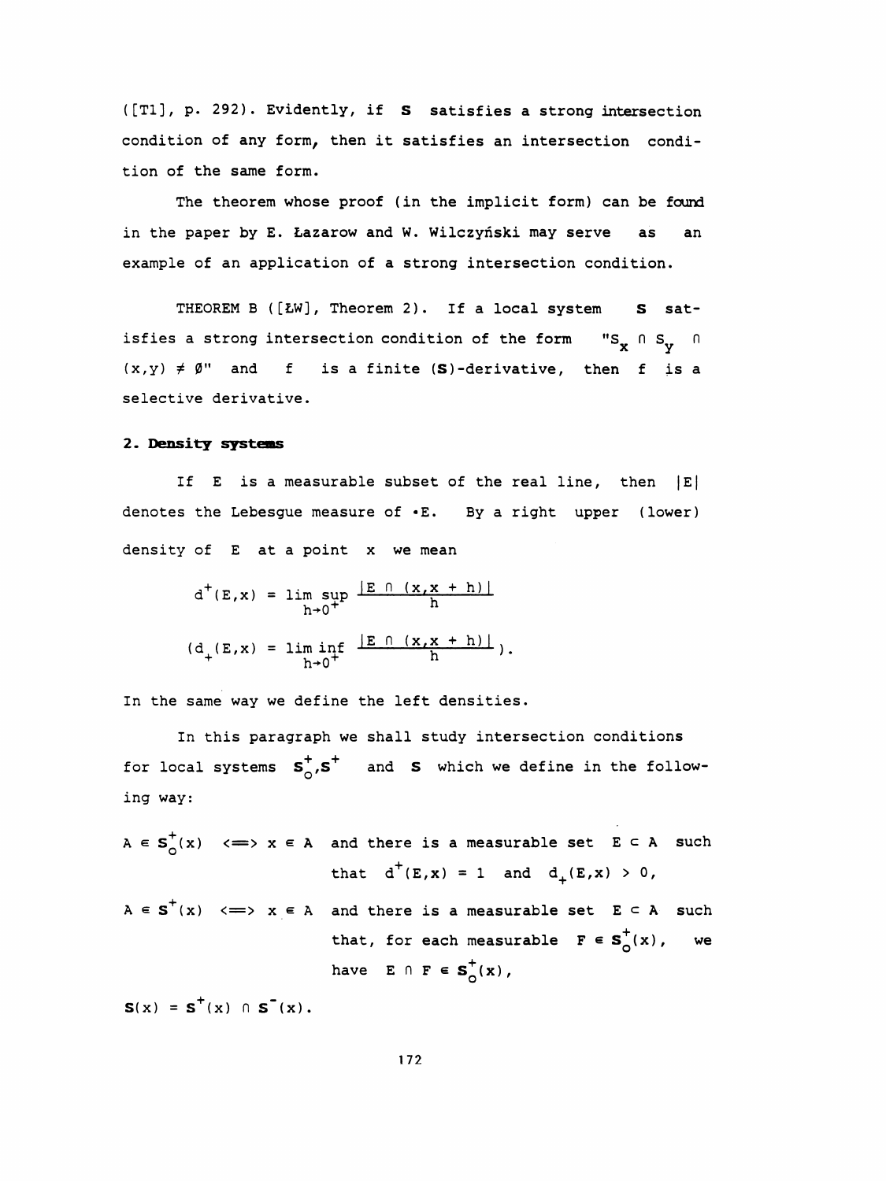([T1], p. 292). Evidently, if **S** satisfies a strong intersection condition of any form, then it satisfies an intersection condition of the same form.

The theorem whose proof (in the implicit form) can be found in the paper by E. Łazarow and W. Wilczyński may serve as an example of an application of a strong intersection condition.

THEOREM B ([ŁW], Theorem 2). If a local system **S** satisfies a strong intersection condition of the form "$S_x \cap S_y \cap (x,y) \neq \emptyset$" and $f$ is a finite (**S**)-derivative, then $f$ is a selective derivative.

## 2. Density systems

If $E$ is a measurable subset of the real line, then $|E|$ denotes the Lebesgue measure of $E$. By a right upper (lower) density of $E$ at a point $x$ we mean

$$d^+(E,x) = \limsup_{h \to 0^+} \frac{|E \cap (x, x+h)|}{h}$$

$$\left(d_+(E,x) = \liminf_{h \to 0^+} \frac{|E \cap (x, x+h)|}{h}\right).$$

In the same way we define the left densities.

In this paragraph we shall study intersection conditions for local systems $\mathbf{S}_o^+, \mathbf{S}^+$ and $\mathbf{S}$ which we define in the following way:

$A \in \mathbf{S}_o^+(x) \iff x \in A$ and there is a measurable set $E \subset A$ such that $d^+(E,x) = 1$ and $d_+(E,x) > 0$,

$A \in \mathbf{S}^+(x) \iff x \in A$ and there is a measurable set $E \subset A$ such that, for each measurable $F \in \mathbf{S}_o^+(x)$, we have $E \cap F \in \mathbf{S}_o^+(x)$,

$\mathbf{S}(x) = \mathbf{S}^+(x) \cap \mathbf{S}^-(x)$.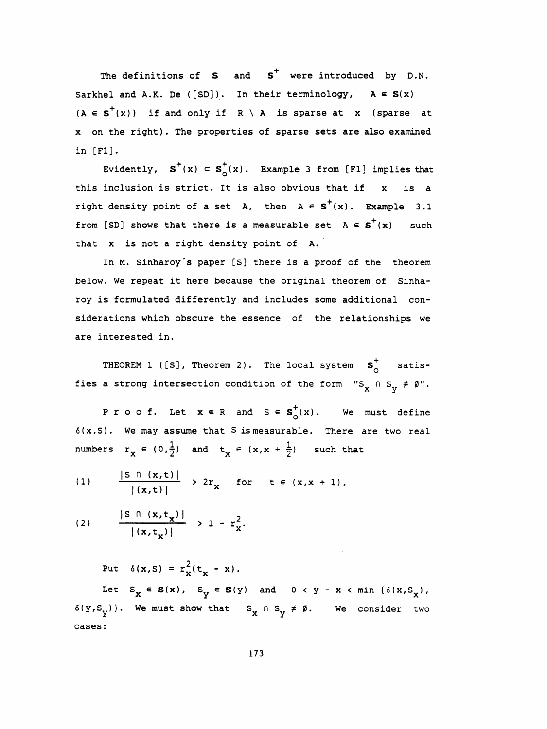The definitions of $\mathbf{S}$ and $\mathbf{S}^+$ were introduced by D.N. Sarkhel and A.K. De ([SD]). In their terminology, $A \in \mathbf{S}(x)$ ($A \in \mathbf{S}^+(x)$) if and only if $R \setminus A$ is sparse at $x$ (sparse at $x$ on the right). The properties of sparse sets are also examined in [F1].

Evidently, $\mathbf{S}^+(x) \subset \mathbf{S}_o^+(x)$. Example 3 from [F1] implies that this inclusion is strict. It is also obvious that if $x$ is a right density point of a set $A$, then $A \in \mathbf{S}^+(x)$. Example 3.1 from [SD] shows that there is a measurable set $A \in \mathbf{S}^+(x)$ such that $x$ is not a right density point of $A$.

In M. Sinharoy's paper [S] there is a proof of the theorem below. We repeat it here because the original theorem of Sinharoy is formulated differently and includes some additional considerations which obscure the essence of the relationships we are interested in.

THEOREM 1 ([S], Theorem 2). The local system $\mathbf{S}_o^+$ satisfies a strong intersection condition of the form "$S_x \cap S_y \neq \emptyset$".

P r o o f. Let $x \in R$ and $S \in \mathbf{S}_o^+(x)$. We must define $\delta(x,S)$. We may assume that $S$ is measurable. There are two real numbers $r_x \in (0,\frac{1}{2})$ and $t_x \in (x,x+\frac{1}{2})$ such that

$$(1) \qquad \frac{|S \cap (x,t)|}{|(x,t)|} > 2r_x \quad \text{for} \quad t \in (x,x+1),$$

$$(2) \qquad \frac{|S \cap (x,t_x)|}{|(x,t_x)|} > 1 - r_x^2.$$

Put $\delta(x,S) = r_x^2(t_x - x)$.

Let $S_x \in \mathbf{S}(x)$, $S_y \in \mathbf{S}(y)$ and $0 < y - x < \min\{\delta(x,S_x), \delta(y,S_y)\}$. We must show that $S_x \cap S_y \neq \emptyset$. We consider two cases: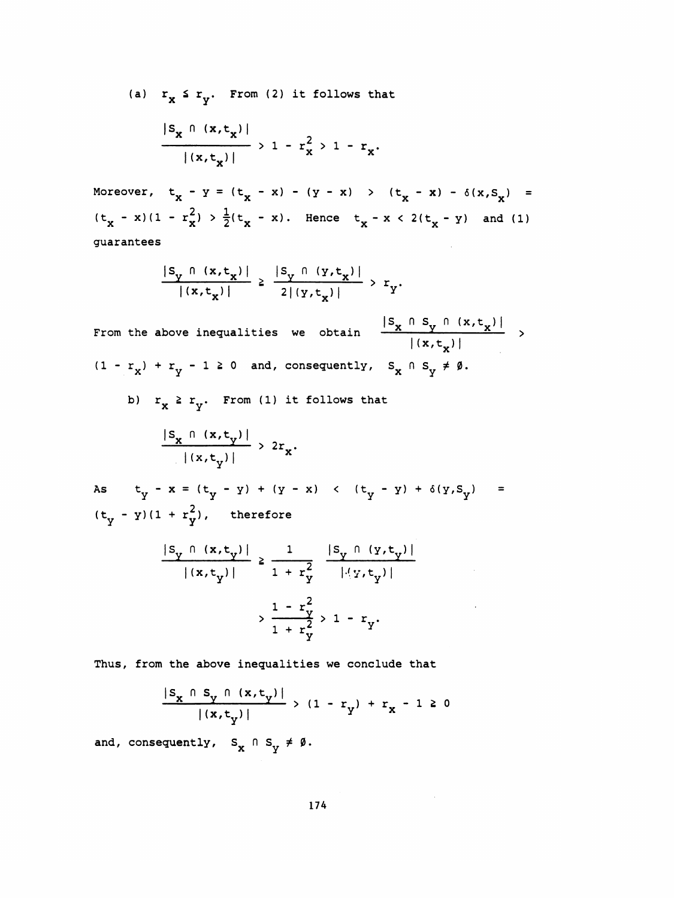(a) $r_x \le r_y$. From (2) it follows that

$$\frac{|S_x \cap (x,t_x)|}{|(x,t_x)|} > 1 - r_x^2 > 1 - r_x.$$

Moreover, $t_x - y = (t_x - x) - (y - x) > (t_x - x) - \delta(x,S_x) = (t_x - x)(1 - r_x^2) > \frac{1}{2}(t_x - x)$. Hence $t_x - x < 2(t_x - y)$ and (1) guarantees

$$\frac{|S_y \cap (x,t_x)|}{|(x,t_x)|} \ge \frac{|S_y \cap (y,t_x)|}{2|(y,t_x)|} > r_y.$$

From the above inequalities we obtain $\frac{|S_x \cap S_y \cap (x,t_x)|}{|(x,t_x)|} > (1 - r_x) + r_y - 1 \ge 0$ and, consequently, $S_x \cap S_y \ne \emptyset$.

b) $r_x \ge r_y$. From (1) it follows that

$$\frac{|S_x \cap (x,t_y)|}{|(x,t_y)|} > 2r_x.$$

As $t_y - x = (t_y - y) + (y - x) < (t_y - y) + \delta(y,S_y) = (t_y - y)(1 + r_y^2)$, therefore

$$\frac{|S_y \cap (x,t_y)|}{|(x,t_y)|} \ge \frac{1}{1 + r_y^2} \frac{|S_y \cap (y,t_y)|}{|(y,t_y)|}$$

$$> \frac{1 - r_y^2}{1 + r_y^2} > 1 - r_y.$$

Thus, from the above inequalities we conclude that

$$\frac{|S_x \cap S_y \cap (x,t_y)|}{|(x,t_y)|} > (1 - r_y) + r_x - 1 \ge 0$$

and, consequently, $S_x \cap S_y \ne \emptyset$.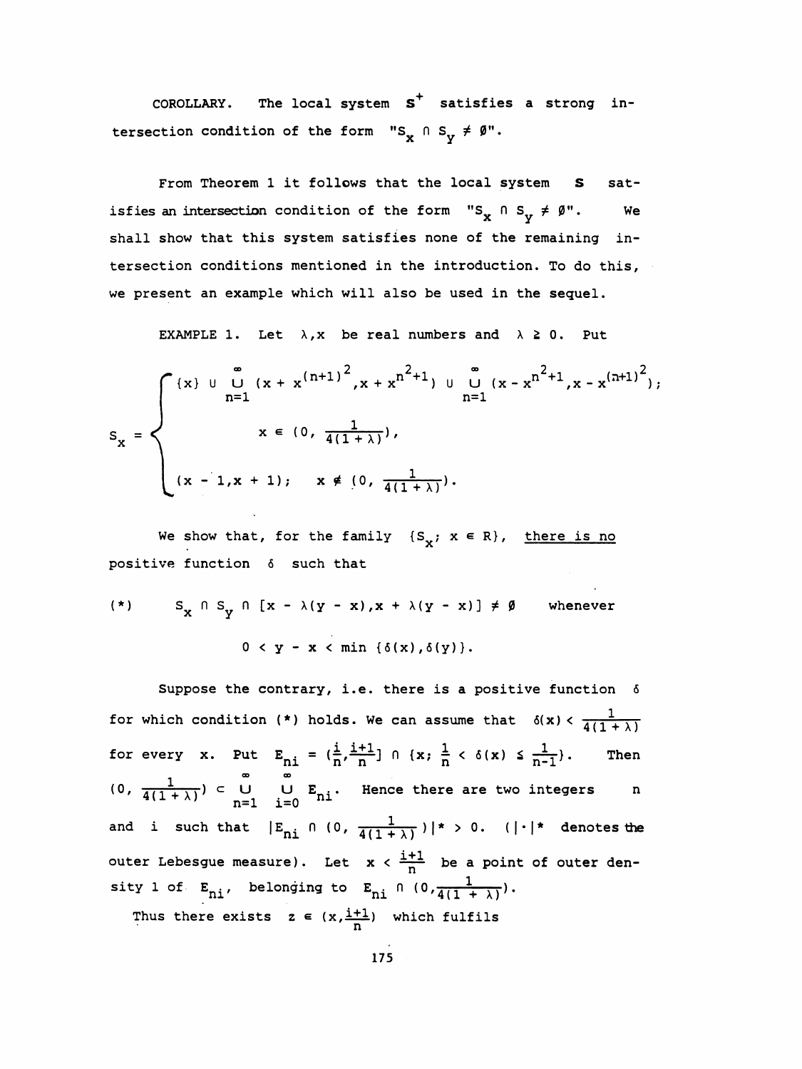COROLLARY. The local system $\mathbf{S}^+$ satisfies a strong intersection condition of the form "$S_x \cap S_y \neq \emptyset$".

From Theorem 1 it follows that the local system $\mathbf{S}$ satisfies an intersection condition of the form "$S_x \cap S_y \neq \emptyset$". We shall show that this system satisfies none of the remaining intersection conditions mentioned in the introduction. To do this, we present an example which will also be used in the sequel.

EXAMPLE 1. Let $\lambda, x$ be real numbers and $\lambda \geq 0$. Put

$$S_x = \begin{cases} \{x\} \cup \bigcup_{n=1}^{\infty} (x + x^{(n+1)^2}, x + x^{n^2+1}) \cup \bigcup_{n=1}^{\infty} (x - x^{n^2+1}, x - x^{(n+1)^2}); \\ \qquad\qquad x \in (0, \frac{1}{4(1+\lambda)}), \\ (x - 1, x + 1); \quad x \notin (0, \frac{1}{4(1+\lambda)}). \end{cases}$$

We show that, for the family $\{S_x;\ x \in R\}$, <u>there is no</u> positive function $\delta$ such that

$$(*) \qquad S_x \cap S_y \cap [x - \lambda(y - x), x + \lambda(y - x)] \neq \emptyset \quad \text{whenever}$$

$$0 < y - x < \min\{\delta(x), \delta(y)\}.$$

Suppose the contrary, i.e. there is a positive function $\delta$ for which condition (*) holds. We can assume that $\delta(x) < \frac{1}{4(1+\lambda)}$ for every $x$. Put $E_{ni} = (\frac{i}{n}, \frac{i+1}{n}] \cap \{x;\ \frac{1}{n} < \delta(x) \leq \frac{1}{n-1}\}$. Then $(0, \frac{1}{4(1+\lambda)}) \subset \bigcup_{n=1}^{\infty} \bigcup_{i=0}^{\infty} E_{ni}$. Hence there are two integers $n$ and $i$ such that $|E_{ni} \cap (0, \frac{1}{4(1+\lambda)})|^* > 0$. ($|\cdot|^*$ denotes the outer Lebesgue measure). Let $x < \frac{i+1}{n}$ be a point of outer density 1 of $E_{ni}$, belonging to $E_{ni} \cap (0, \frac{1}{4(1+\lambda)})$.

Thus there exists $z \in (x, \frac{i+1}{n})$ which fulfils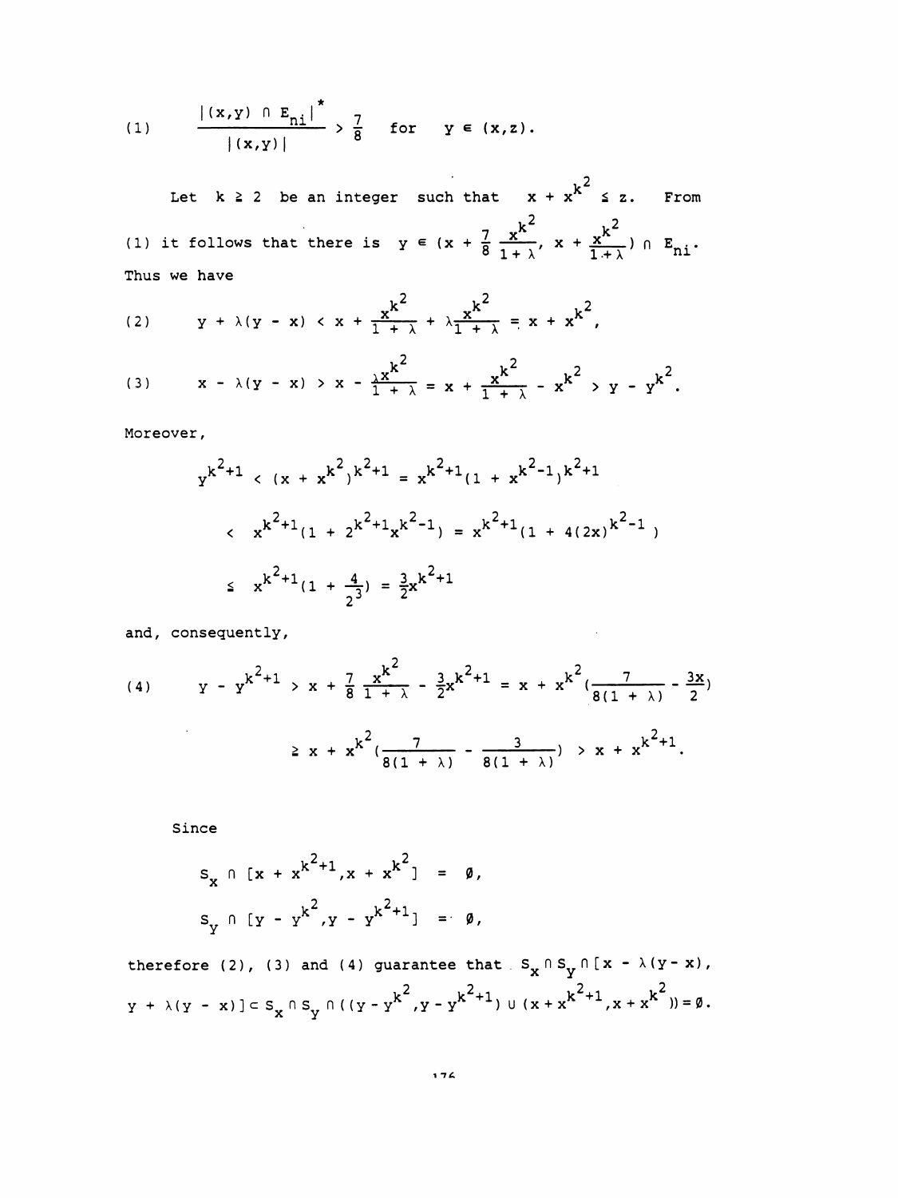$$(1) \qquad \frac{|(x,y) \cap E_{ni}|^*}{|(x,y)|} > \frac{7}{8} \quad \text{for} \quad y \in (x,z).$$

Let $k \geq 2$ be an integer such that $x + x^{k^2} \leq z$. From (1) it follows that there is $y \in (x + \frac{7}{8}\frac{x^{k^2}}{1+\lambda}, x + \frac{x^{k^2}}{1+\lambda}) \cap E_{ni}$. Thus we have

$$(2) \qquad y + \lambda(y - x) < x + \frac{x^{k^2}}{1+\lambda} + \lambda\frac{x^{k^2}}{1+\lambda} = x + x^{k^2},$$

$$(3) \qquad x - \lambda(y - x) > x - \frac{\lambda x^{k^2}}{1+\lambda} = x + \frac{x^{k^2}}{1+\lambda} - x^{k^2} > y - y^{k^2}.$$

Moreover,

$$\begin{aligned} y^{k^2+1} &< (x + x^{k^2})^{k^2+1} = x^{k^2+1}(1 + x^{k^2-1})^{k^2+1} \\ &< x^{k^2+1}(1 + 2^{k^2+1}x^{k^2-1}) = x^{k^2+1}(1 + 4(2x)^{k^2-1}) \\ &\leq x^{k^2+1}(1 + \frac{4}{2^3}) = \frac{3}{2}x^{k^2+1} \end{aligned}$$

and, consequently,

$$\begin{aligned} (4) \qquad y - y^{k^2+1} &> x + \frac{7}{8}\frac{x^{k^2}}{1+\lambda} - \frac{3}{2}x^{k^2+1} = x + x^{k^2}(\frac{7}{8(1+\lambda)} - \frac{3x}{2}) \\ &\geq x + x^{k^2}(\frac{7}{8(1+\lambda)} - \frac{3}{8(1+\lambda)}) > x + x^{k^2+1}. \end{aligned}$$

Since

$$S_x \cap [x + x^{k^2+1}, x + x^{k^2}] = \emptyset,$$

$$S_y \cap [y - y^{k^2}, y - y^{k^2+1}] = \emptyset,$$

therefore (2), (3) and (4) guarantee that $S_x \cap S_y \cap [x - \lambda(y-x), y + \lambda(y - x)] \subset S_x \cap S_y \cap ((y - y^{k^2}, y - y^{k^2+1}) \cup (x + x^{k^2+1}, x + x^{k^2})) = \emptyset$.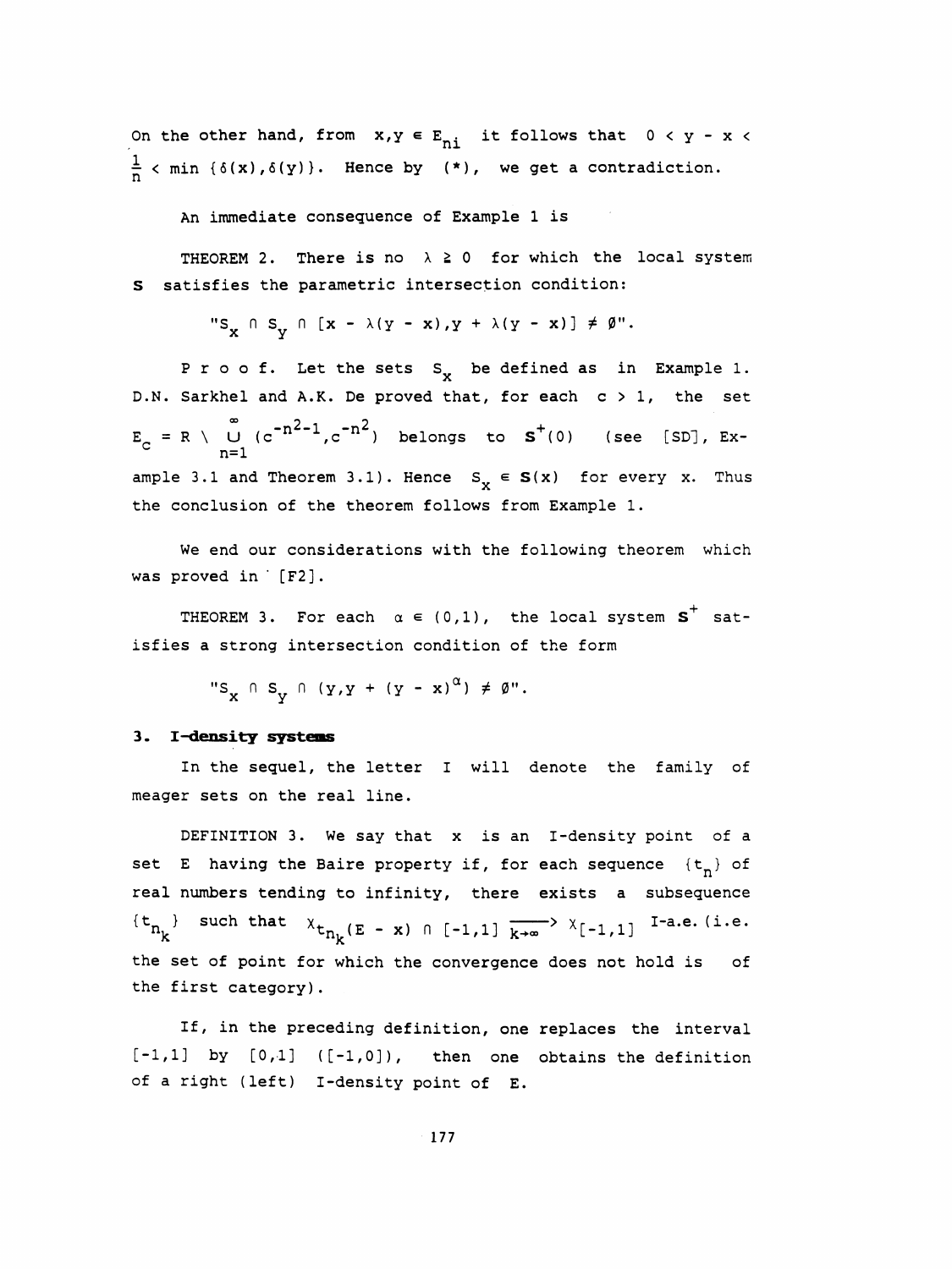On the other hand, from $x,y \in E_{ni}$ it follows that $0 < y - x < \frac{1}{n} < \min\{\delta(x),\delta(y)\}$. Hence by (*), we get a contradiction.

An immediate consequence of Example 1 is

THEOREM 2. There is no $\lambda \geq 0$ for which the local system $\mathbf{S}$ satisfies the parametric intersection condition:

$$\text{"}S_x \cap S_y \cap [x - \lambda(y - x), y + \lambda(y - x)] \neq \emptyset\text{"}.$$

P r o o f. Let the sets $S_x$ be defined as in Example 1. D.N. Sarkhel and A.K. De proved that, for each $c > 1$, the set $E_c = R \setminus \bigcup_{n=1}^{\infty} (c^{-n^2-1}, c^{-n^2})$ belongs to $\mathbf{S}^+(0)$ (see [SD], Example 3.1 and Theorem 3.1). Hence $S_x \in \mathbf{S}(x)$ for every $x$. Thus the conclusion of the theorem follows from Example 1.

We end our considerations with the following theorem which was proved in [F2].

THEOREM 3. For each $\alpha \in (0,1)$, the local system $\mathbf{S}^+$ satisfies a strong intersection condition of the form

$$\text{"}S_x \cap S_y \cap (y, y + (y - x)^{\alpha}) \neq \emptyset\text{"}.$$

## 3. I-density systems

In the sequel, the letter I will denote the family of meager sets on the real line.

DEFINITION 3. We say that $x$ is an I-density point of a set $E$ having the Baire property if, for each sequence $\{t_n\}$ of real numbers tending to infinity, there exists a subsequence $\{t_{n_k}\}$ such that $\chi_{t_{n_k}(E - x) \cap [-1,1]} \xrightarrow[k\to\infty]{} \chi_{[-1,1]}$ I-a.e. (i.e. the set of point for which the convergence does not hold is of the first category).

If, in the preceding definition, one replaces the interval $[-1,1]$ by $[0,1]$ ($[-1,0]$), then one obtains the definition of a right (left) I-density point of $E$.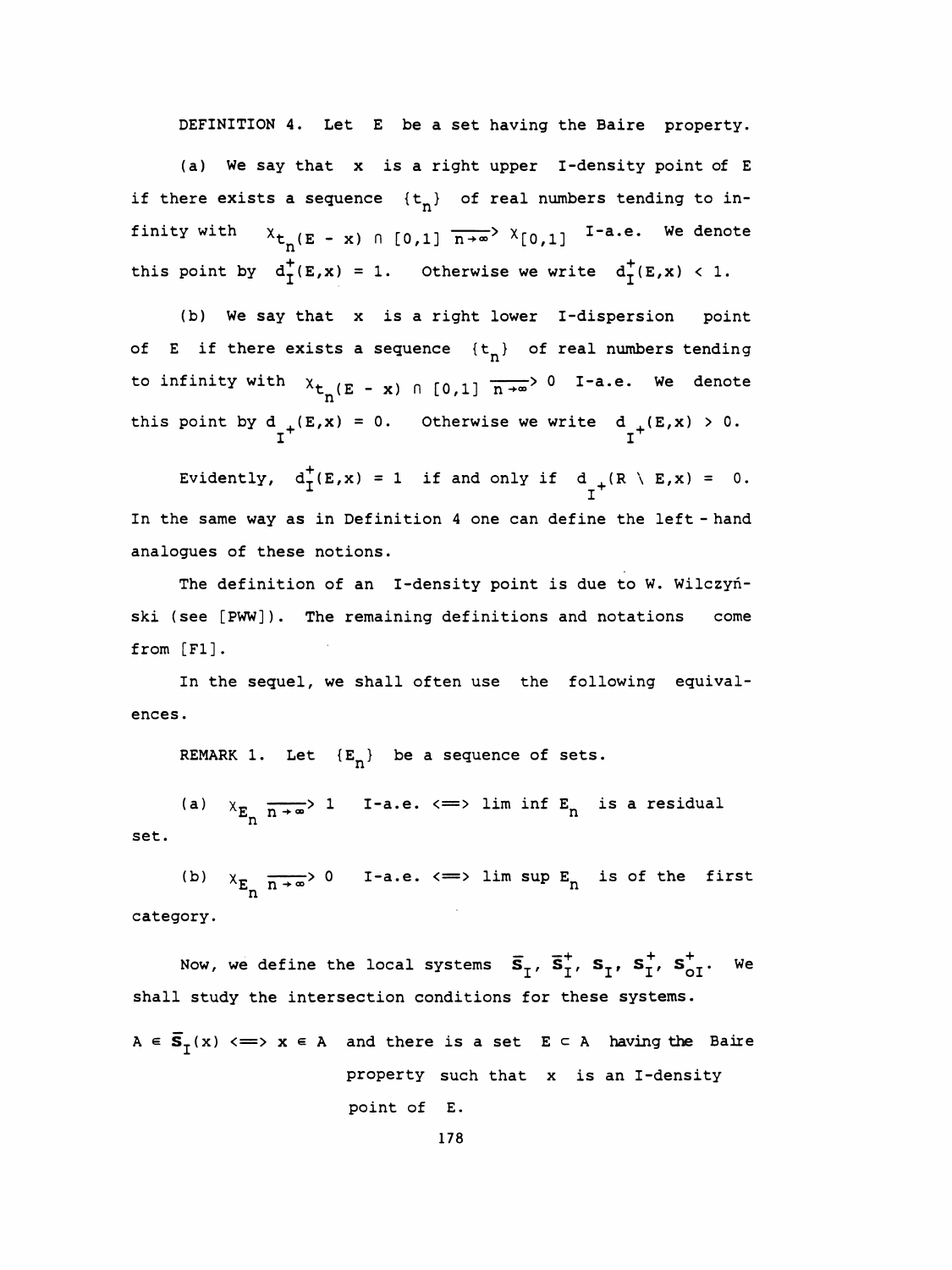DEFINITION 4. Let $E$ be a set having the Baire property.

(a) We say that $x$ is a right upper I-density point of $E$ if there exists a sequence $\{t_n\}$ of real numbers tending to infinity with $\chi_{t_n(E-x) \cap [0,1]} \xrightarrow[n\to\infty]{} \chi_{[0,1]}$ I-a.e. We denote this point by $d_I^+(E,x) = 1$. Otherwise we write $d_I^+(E,x) < 1$.

(b) We say that $x$ is a right lower I-dispersion point of $E$ if there exists a sequence $\{t_n\}$ of real numbers tending to infinity with $\chi_{t_n(E-x) \cap [0,1]} \xrightarrow[n\to\infty]{} 0$ I-a.e. We denote this point by $d_{I^+}(E,x) = 0$. Otherwise we write $d_{I^+}(E,x) > 0$.

Evidently, $d_I^+(E,x) = 1$ if and only if $d_{I^+}(R \setminus E,x) = 0$. In the same way as in Definition 4 one can define the left-hand analogues of these notions.

The definition of an I-density point is due to W. Wilczyński (see [PWW]). The remaining definitions and notations come from [F1].

In the sequel, we shall often use the following equivalences.

REMARK 1. Let $\{E_n\}$ be a sequence of sets.

(a) $\chi_{E_n} \xrightarrow[n\to\infty]{} 1$ I-a.e. $\iff$ $\liminf E_n$ is a residual set.

(b) $\chi_{E_n} \xrightarrow[n\to\infty]{} 0$ I-a.e. $\iff$ $\limsup E_n$ is of the first category.

Now, we define the local systems $\bar{\mathbf{S}}_I$, $\bar{\mathbf{S}}_I^+$, $\mathbf{S}_I$, $\mathbf{S}_I^+$, $\mathbf{S}_{oI}^+$. We shall study the intersection conditions for these systems.

$A \in \bar{\mathbf{S}}_I(x) \iff x \in A$ and there is a set $E \subset A$ having the Baire property such that $x$ is an I-density point of $E$.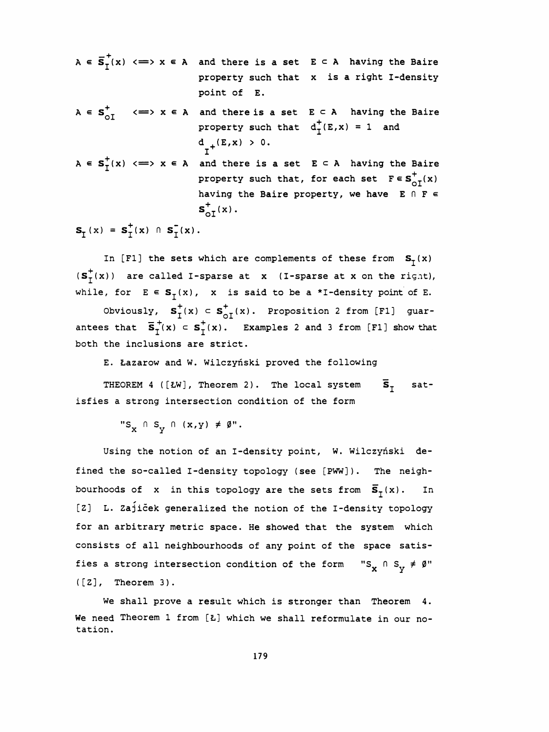$A \in \bar{\mathbf{S}}_I^+(x) \iff x \in A$ and there is a set $E \subset A$ having the Baire property such that $x$ is a right I-density point of $E$.

$A \in \mathbf{S}_{oI}^+ \iff x \in A$ and there is a set $E \subset A$ having the Baire property such that $d_I^+(E,x) = 1$ and $d_{I^+}(E,x) > 0$.

$A \in \mathbf{S}_I^+(x) \iff x \in A$ and there is a set $E \subset A$ having the Baire property such that, for each set $F \in \mathbf{S}_{oI}^+(x)$ having the Baire property, we have $E \cap F \in \mathbf{S}_{oI}^+(x)$.

$\mathbf{S}_I(x) = \mathbf{S}_I^+(x) \cap \mathbf{S}_I^-(x)$.

In [F1] the sets which are complements of these from $\mathbf{S}_I(x)$ ($\mathbf{S}_I^+(x)$) are called I-sparse at $x$ (I-sparse at x on the right), while, for $E \in \mathbf{S}_I(x)$, $x$ is said to be a *I-density point of E.

Obviously, $\mathbf{S}_I^+(x) \subset \mathbf{S}_{oI}^+(x)$. Proposition 2 from [F1] guarantees that $\bar{\mathbf{S}}_I^+(x) \subset \mathbf{S}_I^+(x)$. Examples 2 and 3 from [F1] show that both the inclusions are strict.

E. Łazarow and W. Wilczyński proved the following

THEOREM 4 ([ŁW], Theorem 2). The local system $\bar{\mathbf{S}}_I$ satisfies a strong intersection condition of the form

"$S_x \cap S_y \cap (x,y) \neq \emptyset$".

Using the notion of an I-density point, W. Wilczyński defined the so-called I-density topology (see [PWW]). The neighbourhoods of $x$ in this topology are the sets from $\bar{\mathbf{S}}_I(x)$. In [Z] L. Zajíček generalized the notion of the I-density topology for an arbitrary metric space. He showed that the system which consists of all neighbourhoods of any point of the space satisfies a strong intersection condition of the form "$S_x \cap S_y \neq \emptyset$" ([Z], Theorem 3).

We shall prove a result which is stronger than Theorem 4. We need Theorem 1 from [Ł] which we shall reformulate in our notation.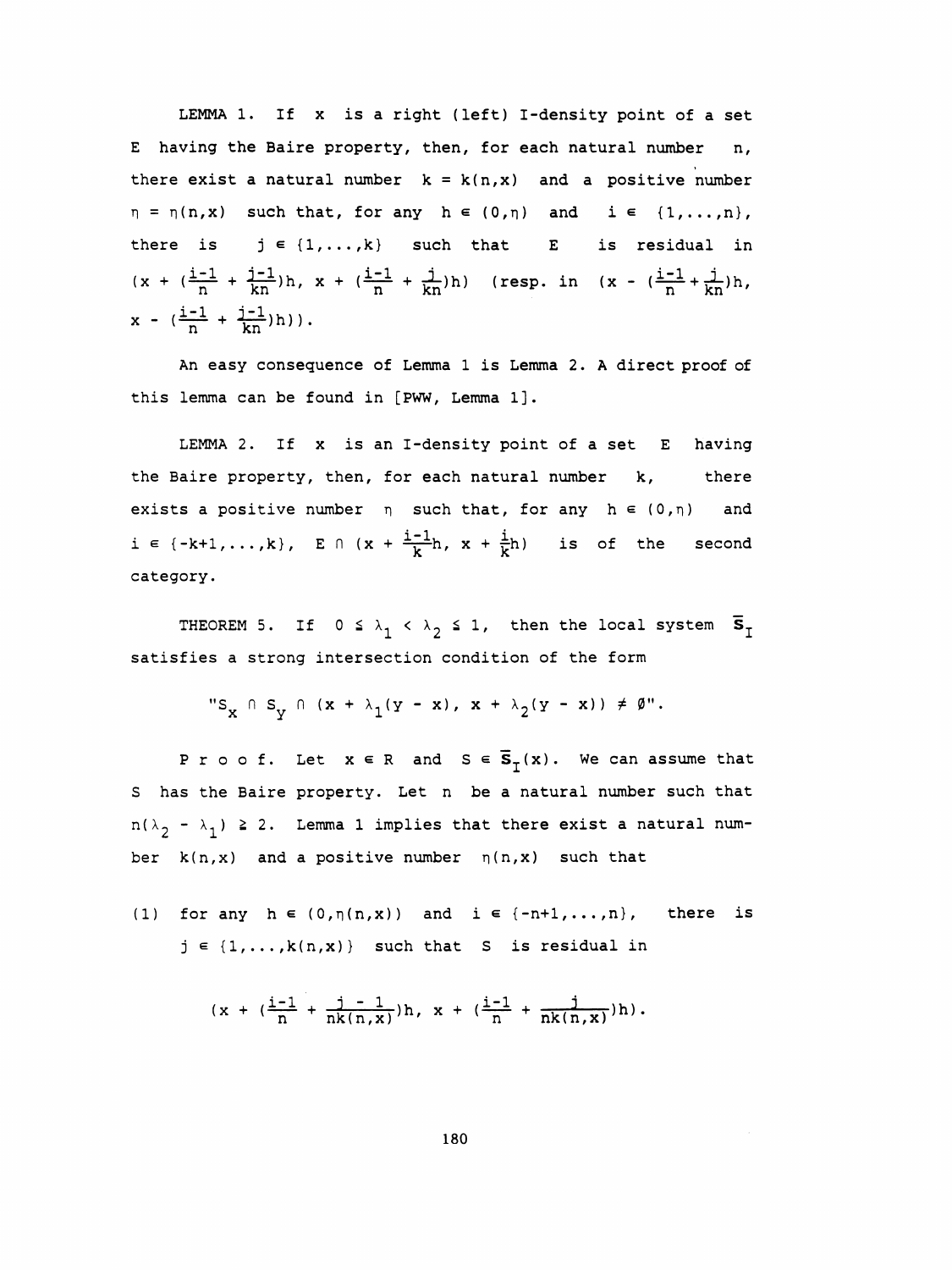LEMMA 1. If $x$ is a right (left) I-density point of a set $E$ having the Baire property, then, for each natural number $n$, there exist a natural number $k = k(n,x)$ and a positive number $\eta = \eta(n,x)$ such that, for any $h \in (0,\eta)$ and $i \in \{1,\dots,n\}$, there is $j \in \{1,\dots,k\}$ such that $E$ is residual in $(x + (\frac{i-1}{n} + \frac{j-1}{kn})h,\ x + (\frac{i-1}{n} + \frac{j}{kn})h)$ (resp. in $(x - (\frac{i-1}{n} + \frac{j}{kn})h,\ x - (\frac{i-1}{n} + \frac{j-1}{kn})h)$).

An easy consequence of Lemma 1 is Lemma 2. A direct proof of this lemma can be found in [PWW, Lemma 1].

LEMMA 2. If $x$ is an I-density point of a set $E$ having the Baire property, then, for each natural number $k$, there exists a positive number $\eta$ such that, for any $h \in (0,\eta)$ and $i \in \{-k+1,\dots,k\}$, $E \cap (x + \frac{i-1}{k}h,\ x + \frac{i}{k}h)$ is of the second category.

THEOREM 5. If $0 \le \lambda_1 < \lambda_2 \le 1$, then the local system $\overline{\mathbf{S}}_I$ satisfies a strong intersection condition of the form

$$\text{"}S_x \cap S_y \cap (x + \lambda_1(y - x),\ x + \lambda_2(y - x)) \neq \emptyset\text{"}.$$

P r o o f. Let $x \in \mathbb{R}$ and $S \in \overline{\mathbf{S}}_I(x)$. We can assume that $S$ has the Baire property. Let $n$ be a natural number such that $n(\lambda_2 - \lambda_1) \ge 2$. Lemma 1 implies that there exist a natural number $k(n,x)$ and a positive number $\eta(n,x)$ such that

(1) for any $h \in (0,\eta(n,x))$ and $i \in \{-n+1,\dots,n\}$, there is $j \in \{1,\dots,k(n,x)\}$ such that $S$ is residual in

$$(x + (\frac{i-1}{n} + \frac{j-1}{nk(n,x)})h,\ x + (\frac{i-1}{n} + \frac{j}{nk(n,x)})h).$$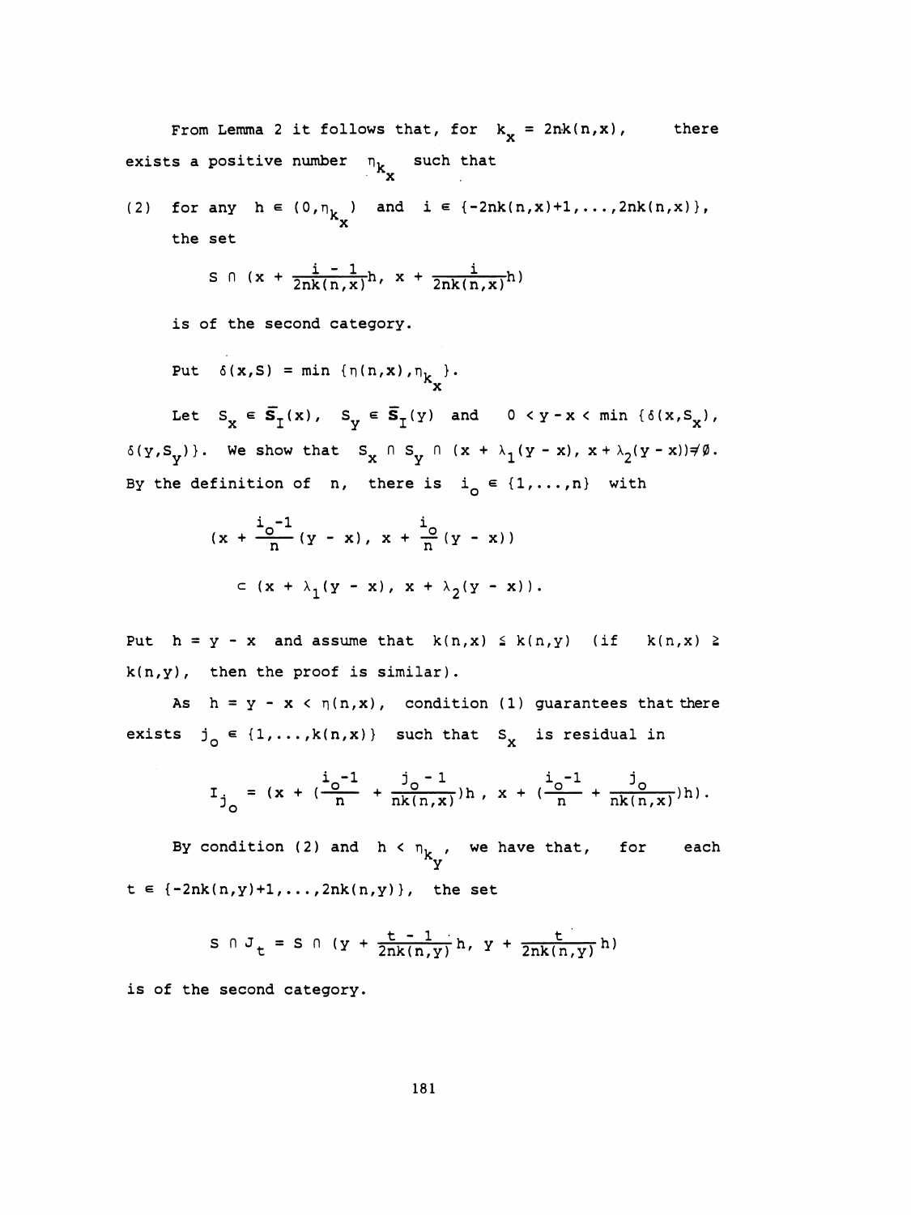From Lemma 2 it follows that, for $k_x = 2nk(n,x)$, there exists a positive number $\eta_{k_x}$ such that

(2) for any $h \in (0, \eta_{k_x})$ and $i \in \{-2nk(n,x)+1, \ldots, 2nk(n,x)\}$, the set

$$S \cap (x + \frac{i-1}{2nk(n,x)}h,\ x + \frac{i}{2nk(n,x)}h)$$

is of the second category.

Put $\delta(x,S) = \min\{\eta(n,x), \eta_{k_x}\}$.

Let $S_x \in \bar{\mathbf{S}}_I(x)$, $S_y \in \bar{\mathbf{S}}_I(y)$ and $0 < y - x < \min\{\delta(x,S_x), \delta(y,S_y)\}$. We show that $S_x \cap S_y \cap (x + \lambda_1(y-x), x + \lambda_2(y-x)) \neq \emptyset$. By the definition of $n$, there is $i_o \in \{1,\ldots,n\}$ with

$$(x + \frac{i_o - 1}{n}(y-x),\ x + \frac{i_o}{n}(y-x))$$

$$\subset (x + \lambda_1(y-x),\ x + \lambda_2(y-x)).$$

Put $h = y - x$ and assume that $k(n,x) \le k(n,y)$ (if $k(n,x) \ge k(n,y)$, then the proof is similar).

As $h = y - x < \eta(n,x)$, condition (1) guarantees that there exists $j_o \in \{1,\ldots,k(n,x)\}$ such that $S_x$ is residual in

$$I_{j_o} = (x + (\frac{i_o - 1}{n} + \frac{j_o - 1}{nk(n,x)})h,\ x + (\frac{i_o - 1}{n} + \frac{j_o}{nk(n,x)})h).$$

By condition (2) and $h < \eta_{k_y}$, we have that, for each $t \in \{-2nk(n,y)+1, \ldots, 2nk(n,y)\}$, the set

$$S \cap J_t = S \cap (y + \frac{t-1}{2nk(n,y)}h,\ y + \frac{t}{2nk(n,y)}h)$$

is of the second category.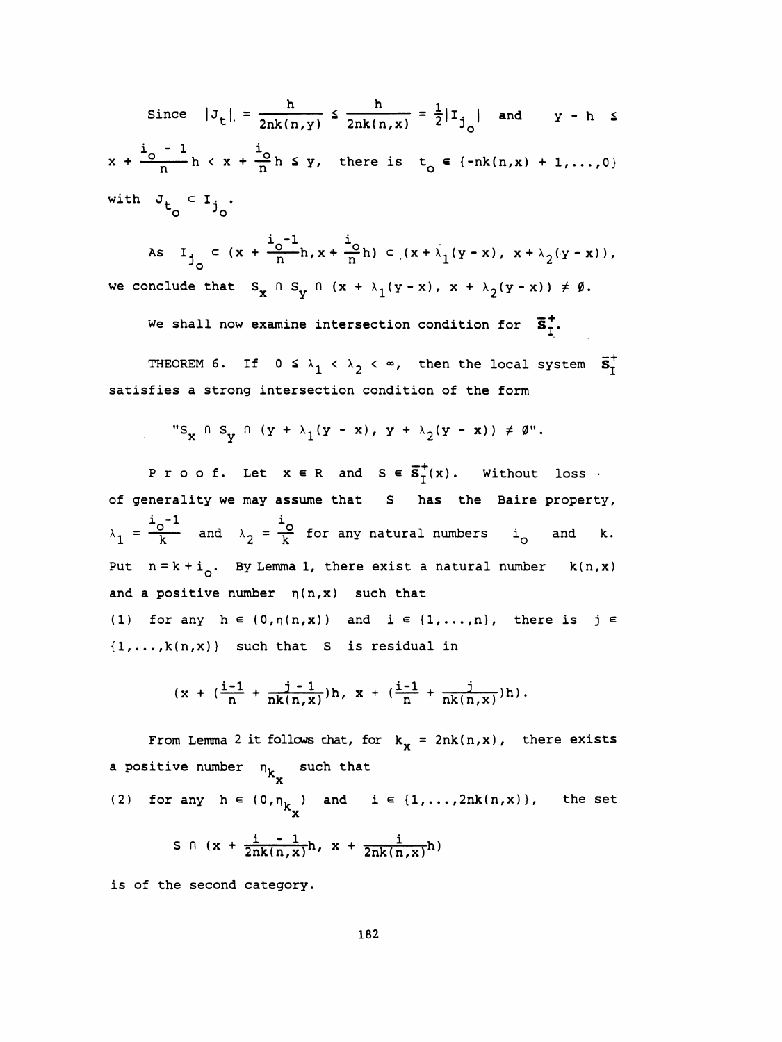Since $|J_t| = \frac{h}{2nk(n,y)} \le \frac{h}{2nk(n,x)} = \frac{1}{2}|I_{j_o}|$ and $y - h \le x + \frac{i_o - 1}{n}h < x + \frac{i_o}{n}h \le y$, there is $t_o \in \{-nk(n,x) + 1, \ldots, 0\}$ with $J_{t_o} \subset I_{j_o}$.

As $I_{j_o} \subset (x + \frac{i_o - 1}{n}h, x + \frac{i_o}{n}h) \subset (x + \lambda_1(y - x), x + \lambda_2(y - x))$, we conclude that $S_x \cap S_y \cap (x + \lambda_1(y - x), x + \lambda_2(y - x)) \ne \emptyset$.

We shall now examine intersection condition for $\bar{\mathbf{S}}_I^+$.

THEOREM 6. If $0 \le \lambda_1 < \lambda_2 < \infty$, then the local system $\bar{\mathbf{S}}_I^+$ satisfies a strong intersection condition of the form

$$\text{"}S_x \cap S_y \cap (y + \lambda_1(y - x), y + \lambda_2(y - x)) \ne \emptyset\text{"}.$$

*Proof.* Let $x \in R$ and $S \in \bar{\mathbf{S}}_I^+(x)$. Without loss of generality we may assume that $S$ has the Baire property, $\lambda_1 = \frac{i_o - 1}{k}$ and $\lambda_2 = \frac{i_o}{k}$ for any natural numbers $i_o$ and $k$. Put $n = k + i_o$. By Lemma 1, there exist a natural number $k(n,x)$ and a positive number $\eta(n,x)$ such that

(1) for any $h \in (0, \eta(n,x))$ and $i \in \{1, \ldots, n\}$, there is $j \in \{1, \ldots, k(n,x)\}$ such that $S$ is residual in

$$(x + (\frac{i-1}{n} + \frac{j-1}{nk(n,x)})h,\ x + (\frac{i-1}{n} + \frac{j}{nk(n,x)})h).$$

From Lemma 2 it follows that, for $k_x = 2nk(n,x)$, there exists a positive number $\eta_{k_x}$ such that

(2) for any $h \in (0, \eta_{k_x})$ and $i \in \{1, \ldots, 2nk(n,x)\}$, the set

$$S \cap (x + \frac{i - 1}{2nk(n,x)}h,\ x + \frac{i}{2nk(n,x)}h)$$

is of the second category.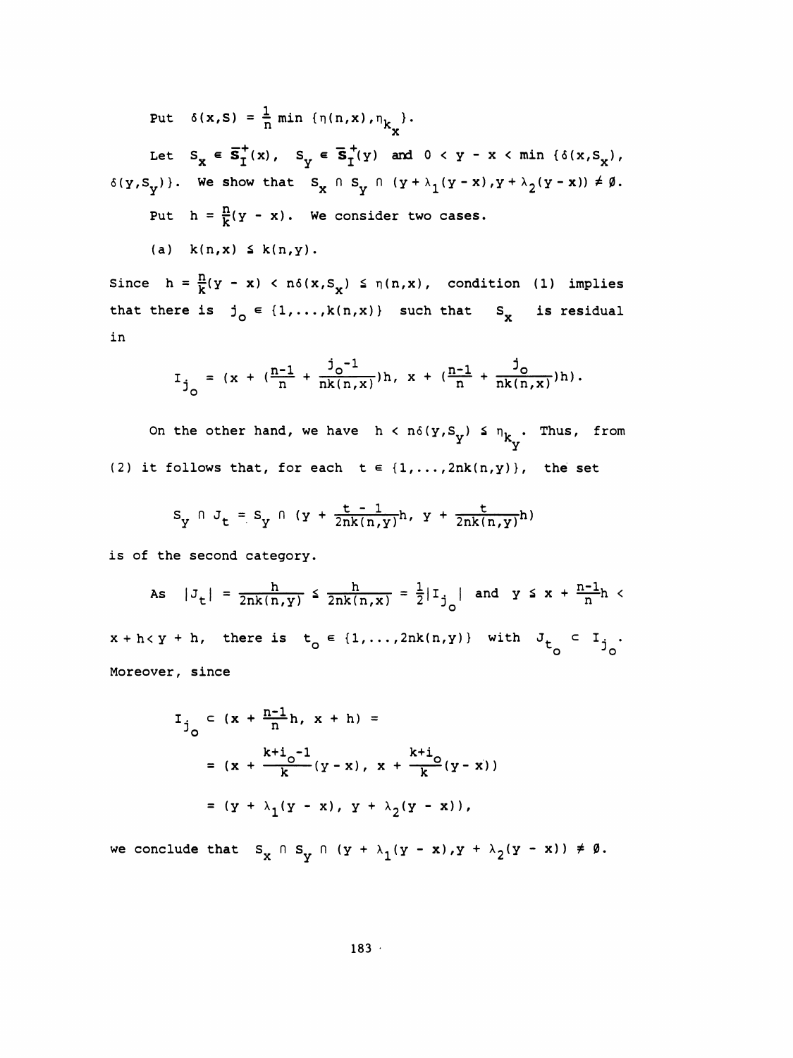Put $\delta(x,S) = \frac{1}{n}\min\{\eta(n,x), \eta_{k_x}\}$.

Let $S_x \in \overline{\mathbf{S}}^+_I(x)$, $S_y \in \overline{\mathbf{S}}^+_I(y)$ and $0 < y - x < \min\{\delta(x,S_x), \delta(y,S_y)\}$. We show that $S_x \cap S_y \cap (y + \lambda_1(y-x), y + \lambda_2(y-x)) \neq \emptyset$.

Put $h = \frac{n}{k}(y - x)$. We consider two cases.

(a) $k(n,x) \leq k(n,y)$.

Since $h = \frac{n}{k}(y - x) < n\delta(x,S_x) \leq \eta(n,x)$, condition (1) implies that there is $j_o \in \{1,\ldots,k(n,x)\}$ such that $S_x$ is residual in

$$I_{j_o} = (x + (\frac{n-1}{n} + \frac{j_o - 1}{nk(n,x)})h,\ x + (\frac{n-1}{n} + \frac{j_o}{nk(n,x)})h).$$

On the other hand, we have $h < n\delta(y,S_y) \leq \eta_{k_y}$. Thus, from (2) it follows that, for each $t \in \{1,\ldots,2nk(n,y)\}$, the set

$$S_y \cap J_t = S_y \cap (y + \frac{t-1}{2nk(n,y)}h,\ y + \frac{t}{2nk(n,y)}h)$$

is of the second category.

As $|J_t| = \frac{h}{2nk(n,y)} \leq \frac{h}{2nk(n,x)} = \frac{1}{2}|I_{j_o}|$ and $y \leq x + \frac{n-1}{n}h < x + h < y + h$, there is $t_o \in \{1,\ldots,2nk(n,y)\}$ with $J_{t_o} \subset I_{j_o}$. Moreover, since

$$\begin{aligned} I_{j_o} &\subset (x + \tfrac{n-1}{n}h,\ x + h) = \\ &= (x + \frac{k+i_o-1}{k}(y-x),\ x + \frac{k+i_o}{k}(y-x)) \\ &= (y + \lambda_1(y - x),\ y + \lambda_2(y - x)), \end{aligned}$$

we conclude that $S_x \cap S_y \cap (y + \lambda_1(y - x), y + \lambda_2(y - x)) \neq \emptyset$.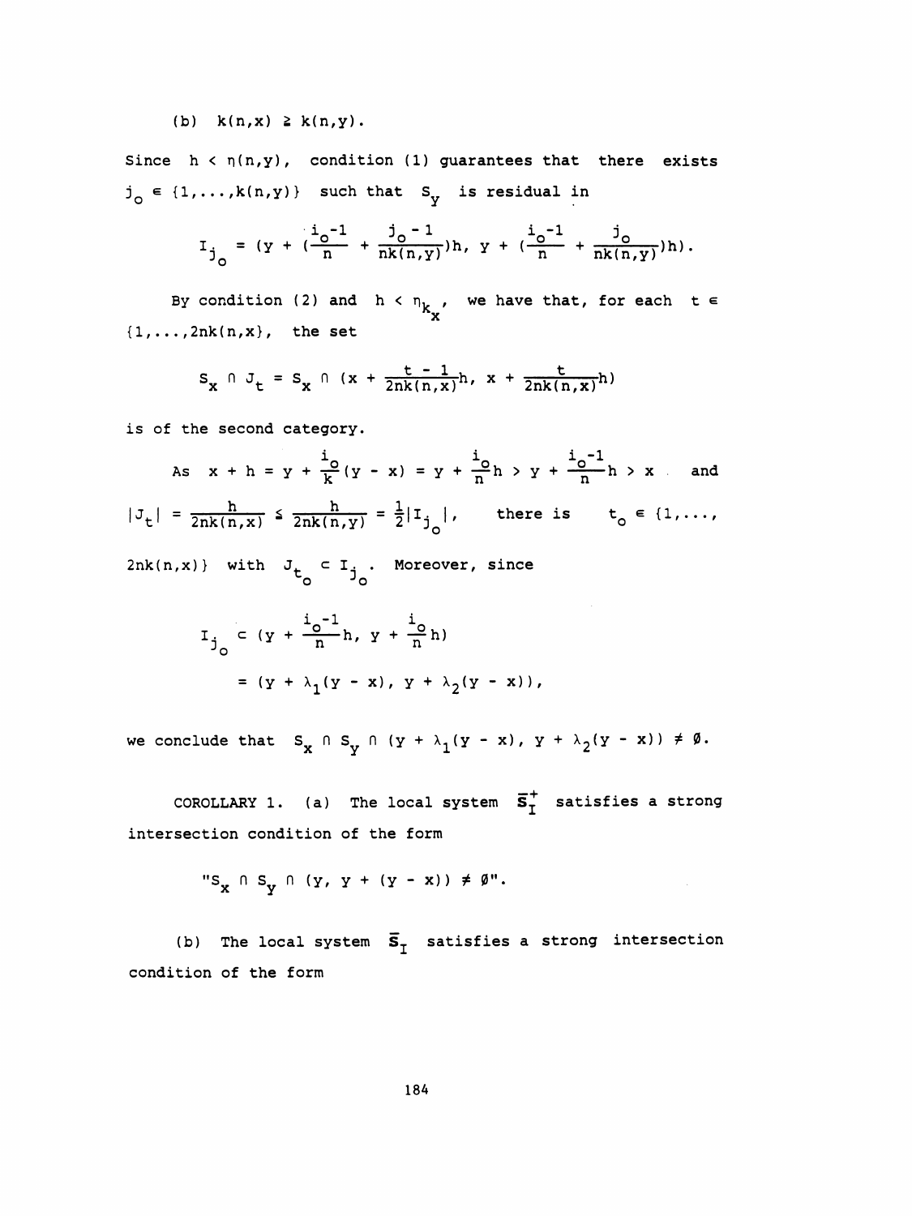(b) $k(n,x) \geq k(n,y)$.

Since $h < \eta(n,y)$, condition (1) guarantees that there exists $j_o \in \{1,\ldots,k(n,y)\}$ such that $S_y$ is residual in

$$I_{j_o} = (y + (\frac{i_o-1}{n} + \frac{j_o-1}{nk(n,y)})h,\ y + (\frac{i_o-1}{n} + \frac{j_o}{nk(n,y)})h).$$

By condition (2) and $h < \eta_{k_x}$, we have that, for each $t \in \{1,\ldots,2nk(n,x\}$, the set

$$S_x \cap J_t = S_x \cap (x + \frac{t-1}{2nk(n,x)}h,\ x + \frac{t}{2nk(n,x)}h)$$

is of the second category.

As $x + h = y + \frac{i_o}{k}(y - x) = y + \frac{i_o}{n}h > y + \frac{i_o-1}{n}h > x$ and $|J_t| = \frac{h}{2nk(n,x)} \leq \frac{h}{2nk(n,y)} = \frac{1}{2}|I_{j_o}|$, there is $t_o \in \{1,\ldots, 2nk(n,x)\}$ with $J_{t_o} \subset I_{j_o}$. Moreover, since

$$\begin{aligned} I_{j_o} &\subset (y + \frac{i_o-1}{n}h,\ y + \frac{i_o}{n}h) \\ &= (y + \lambda_1(y - x),\ y + \lambda_2(y - x)), \end{aligned}$$

we conclude that $S_x \cap S_y \cap (y + \lambda_1(y - x),\ y + \lambda_2(y - x)) \neq \emptyset$.

COROLLARY 1. (a) The local system $\bar{S}_I^+$ satisfies a strong intersection condition of the form

"$S_x \cap S_y \cap (y,\ y + (y - x)) \neq \emptyset$".

(b) The local system $\bar{S}_I$ satisfies a strong intersection condition of the form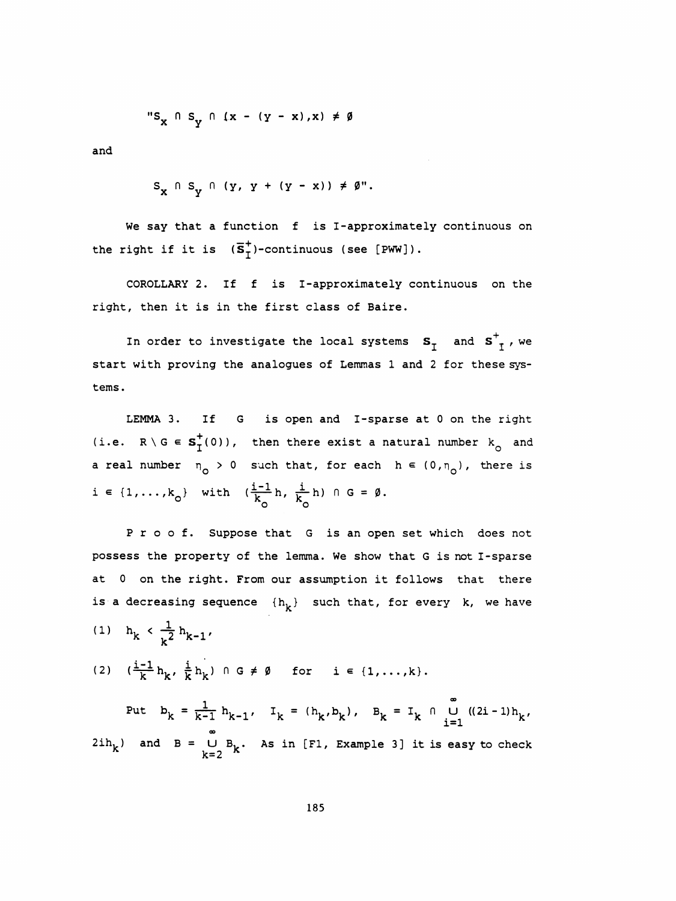"$S_x \cap S_y \cap (x - (y - x), x) \neq \emptyset$

and

$S_x \cap S_y \cap (y, y + (y - x)) \neq \emptyset$".

We say that a function $f$ is I-approximately continuous on the right if it is $(\overline{S}_I^+)$-continuous (see [PWW]).

COROLLARY 2. If $f$ is I-approximately continuous on the right, then it is in the first class of Baire.

In order to investigate the local systems $S_I$ and $S^+_I$, we start with proving the analogues of Lemmas 1 and 2 for these systems.

LEMMA 3. If $G$ is open and I-sparse at 0 on the right (i.e. $R \setminus G \in S_I^+(0)$), then there exist a natural number $k_o$ and a real number $\eta_o > 0$ such that, for each $h \in (0, \eta_o)$, there is $i \in \{1, \ldots, k_o\}$ with $(\frac{i-1}{k_o}h, \frac{i}{k_o}h) \cap G = \emptyset$.

P r o o f. Suppose that $G$ is an open set which does not possess the property of the lemma. We show that G is not I-sparse at 0 on the right. From our assumption it follows that there is a decreasing sequence $\{h_k\}$ such that, for every $k$, we have

(1) $h_k < \frac{1}{k^2} h_{k-1}$,

(2) $(\frac{i-1}{k} h_k, \frac{i}{k} h_k) \cap G \neq \emptyset$ for $i \in \{1, \ldots, k\}$.

Put $b_k = \frac{1}{k-1} h_{k-1}$, $I_k = (h_k, b_k)$, $B_k = I_k \cap \bigcup_{i=1}^{\infty} ((2i-1)h_k, 2ih_k)$ and $B = \bigcup_{k=2}^{\infty} B_k$. As in [F1, Example 3] it is easy to check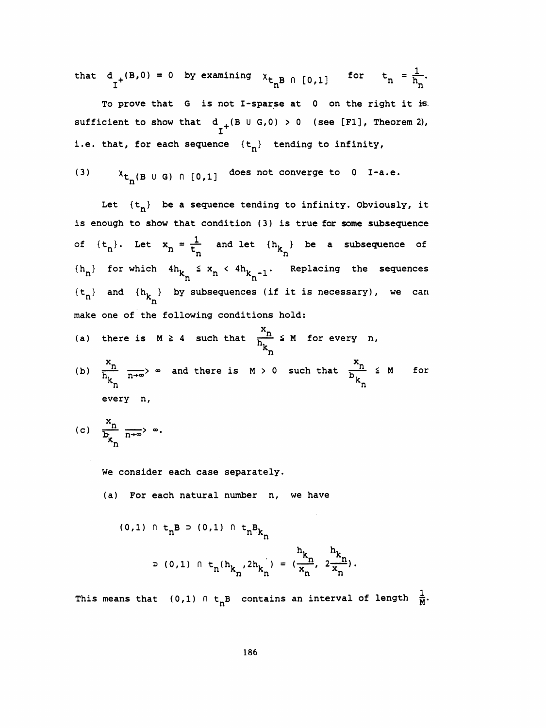that $d_{I^+}(B,0) = 0$ by examining $\chi_{t_n B} \cap [0,1]$ for $t_n = \frac{1}{h_n}$.

To prove that $G$ is not I-sparse at $0$ on the right it is sufficient to show that $d_{I^+}(B \cup G, 0) > 0$ (see [F1], Theorem 2), i.e. that, for each sequence $\{t_n\}$ tending to infinity,

$$\text{(3)} \qquad \chi_{t_n(B \cup G) \cap [0,1]} \text{ does not converge to } 0 \text{ I-a.e.}$$

Let $\{t_n\}$ be a sequence tending to infinity. Obviously, it is enough to show that condition (3) is true for some subsequence of $\{t_n\}$. Let $x_n = \frac{1}{t_n}$ and let $\{h_{k_n}\}$ be a subsequence of $\{h_n\}$ for which $4h_{k_n} \le x_n < 4h_{k_n - 1}$. Replacing the sequences $\{t_n\}$ and $\{h_{k_n}\}$ by subsequences (if it is necessary), we can make one of the following conditions hold:

(a) there is $M \ge 4$ such that $\frac{x_n}{h_{k_n}} \le M$ for every $n$,

(b) $\frac{x_n}{h_{k_n}} \xrightarrow[n\to\infty]{} \infty$ and there is $M > 0$ such that $\frac{x_n}{b_{k_n}} \le M$ for every $n$,

(c) $\frac{x_n}{b_{k_n}} \xrightarrow[n\to\infty]{} \infty$.

We consider each case separately.

(a) For each natural number $n$, we have

$$(0,1) \cap t_n B \supset (0,1) \cap t_n B_{k_n}$$
$$\supset (0,1) \cap t_n (h_{k_n}, 2h_{k_n}) = \left(\frac{h_{k_n}}{x_n}, 2\frac{h_{k_n}}{x_n}\right).$$

This means that $(0,1) \cap t_n B$ contains an interval of length $\frac{1}{M}$.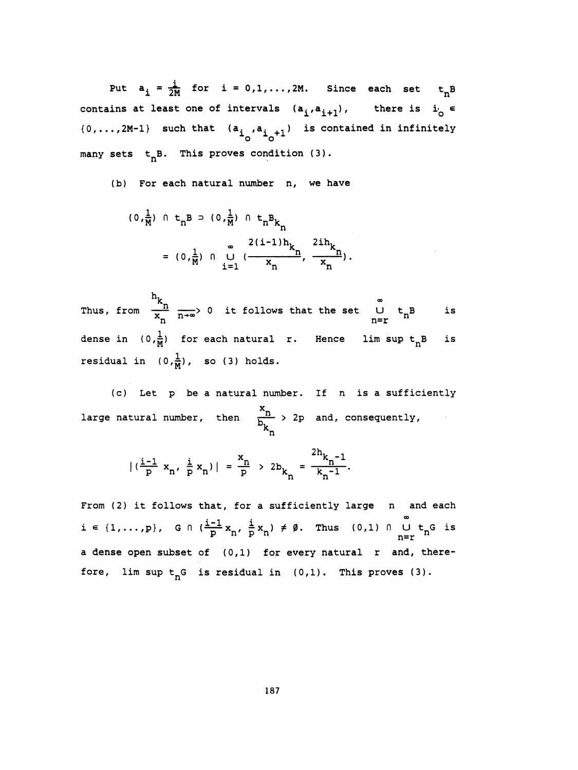Put $a_i = \frac{i}{2M}$ for $i = 0,1,\dots,2M$. Since each set $t_nB$ contains at least one of intervals $(a_i, a_{i+1})$, there is $i_o \in \{0,\dots,2M-1\}$ such that $(a_{i_o}, a_{i_o+1})$ is contained in infinitely many sets $t_nB$. This proves condition (3).

(b) For each natural number $n$, we have

$$(0,\tfrac{1}{M}) \cap t_nB \supset (0,\tfrac{1}{M}) \cap t_nB_{k_n}$$
$$= (0,\tfrac{1}{M}) \cap \bigcup_{i=1}^{\infty} \left(\frac{2(i-1)h_{k_n}}{x_n}, \frac{2ih_{k_n}}{x_n}\right).$$

Thus, from $\frac{h_{k_n}}{x_n} \xrightarrow[n\to\infty]{} 0$ it follows that the set $\bigcup_{n=r}^{\infty} t_nB$ is dense in $(0,\frac{1}{M})$ for each natural $r$. Hence $\limsup t_nB$ is residual in $(0,\frac{1}{M})$, so (3) holds.

(c) Let $p$ be a natural number. If $n$ is a sufficiently large natural number, then $\frac{x_n}{b_{k_n}} > 2p$ and, consequently,

$$|(\tfrac{i-1}{p} x_n, \tfrac{i}{p} x_n)| = \frac{x_n}{p} > 2b_{k_n} = \frac{2h_{k_n-1}}{k_n-1}.$$

From (2) it follows that, for a sufficiently large $n$ and each $i \in \{1,\dots,p\}$, $G \cap (\frac{i-1}{p}x_n, \frac{i}{p}x_n) \neq \emptyset$. Thus $(0,1) \cap \bigcup_{n=r}^{\infty} t_nG$ is a dense open subset of $(0,1)$ for every natural $r$ and, therefore, $\limsup t_nG$ is residual in $(0,1)$. This proves (3).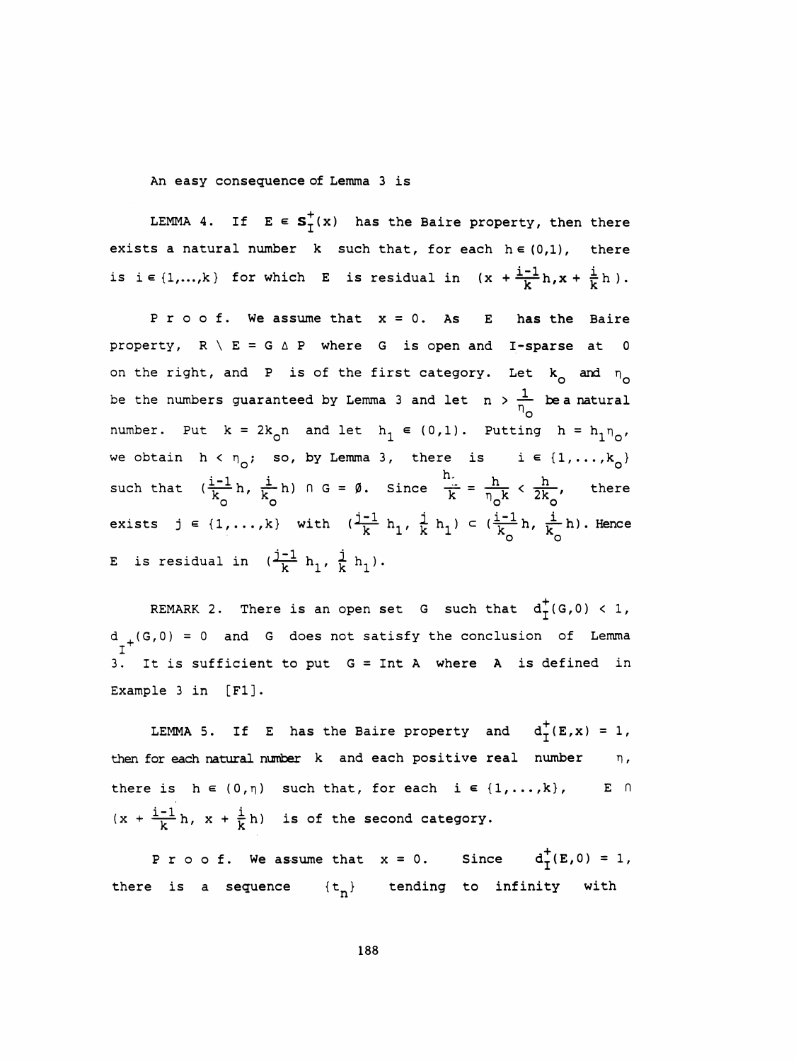An easy consequence of Lemma 3 is

LEMMA 4. If $E \in \mathbf{S}_I^+(x)$ has the Baire property, then there exists a natural number $k$ such that, for each $h \in (0,1)$, there is $i \in \{1,\ldots,k\}$ for which $E$ is residual in $(x + \frac{i-1}{k}h, x + \frac{i}{k}h)$.

P r o o f. We assume that $x = 0$. As $E$ has the Baire property, $R \setminus E = G \,\Delta\, P$ where $G$ is open and I-sparse at 0 on the right, and $P$ is of the first category. Let $k_o$ and $\eta_o$ be the numbers guaranteed by Lemma 3 and let $n > \frac{1}{\eta_o}$ be a natural number. Put $k = 2k_o n$ and let $h_1 \in (0,1)$. Putting $h = h_1\eta_o$, we obtain $h < \eta_o$; so, by Lemma 3, there is $i \in \{1,\ldots,k_o\}$ such that $(\frac{i-1}{k_o}h, \frac{i}{k_o}h) \cap G = \emptyset$. Since $\frac{h_1}{k} = \frac{h}{\eta_o k} < \frac{h}{2k_o}$, there exists $j \in \{1,\ldots,k\}$ with $(\frac{j-1}{k}h_1, \frac{j}{k}h_1) \subset (\frac{i-1}{k_o}h, \frac{i}{k_o}h)$. Hence $E$ is residual in $(\frac{j-1}{k}h_1, \frac{j}{k}h_1)$.

REMARK 2. There is an open set $G$ such that $d_I^+(G,0) < 1$, $d_{I^+}(G,0) = 0$ and $G$ does not satisfy the conclusion of Lemma 3. It is sufficient to put $G = \operatorname{Int} A$ where $A$ is defined in Example 3 in [F1].

LEMMA 5. If $E$ has the Baire property and $d_I^+(E,x) = 1$, then for each natural number $k$ and each positive real number $\eta$, there is $h \in (0,\eta)$ such that, for each $i \in \{1,\ldots,k\}$, $E \cap (x + \frac{i-1}{k}h, x + \frac{i}{k}h)$ is of the second category.

P r o o f. We assume that $x = 0$. Since $d_I^+(E,0) = 1$, there is a sequence $\{t_n\}$ tending to infinity with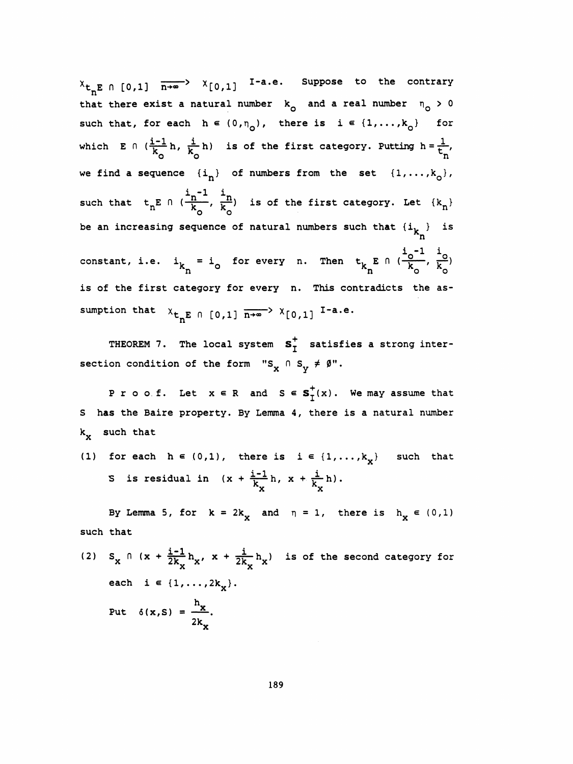$\chi_{t_n E \cap [0,1]} \xrightarrow[n\to\infty]{} \chi_{[0,1]}$ I-a.e. Suppose to the contrary that there exist a natural number $k_o$ and a real number $\eta_o > 0$ such that, for each $h \in (0,\eta_o)$, there is $i \in \{1,\ldots,k_o\}$ for which $E \cap (\frac{i-1}{k_o}h, \frac{i}{k_o}h)$ is of the first category. Putting $h = \frac{1}{t_n}$, we find a sequence $\{i_n\}$ of numbers from the set $\{1,\ldots,k_o\}$, such that $t_n E \cap (\frac{i_n - 1}{k_o}, \frac{i_n}{k_o})$ is of the first category. Let $\{k_n\}$ be an increasing sequence of natural numbers such that $\{i_{k_n}\}$ is constant, i.e. $i_{k_n} = i_o$ for every $n$. Then $t_{k_n} E \cap (\frac{i_o - 1}{k_o}, \frac{i_o}{k_o})$ is of the first category for every $n$. This contradicts the assumption that $\chi_{t_n E \cap [0,1]} \xrightarrow[n\to\infty]{} \chi_{[0,1]}$ I-a.e.

THEOREM 7. The local system $\mathbf{S}_I^+$ satisfies a strong intersection condition of the form "$S_x \cap S_y \neq \emptyset$".

P r o o f. Let $x \in R$ and $S \in \mathbf{S}_I^+(x)$. We may assume that $S$ has the Baire property. By Lemma 4, there is a natural number $k_x$ such that

(1) for each $h \in (0,1)$, there is $i \in \{1,\ldots,k_x\}$ such that $S$ is residual in $(x + \frac{i-1}{k_x}h,\, x + \frac{i}{k_x}h)$.

By Lemma 5, for $k = 2k_x$ and $\eta = 1$, there is $h_x \in (0,1)$ such that

(2) $S_x \cap (x + \frac{i-1}{2k_x}h_x,\, x + \frac{i}{2k_x}h_x)$ is of the second category for each $i \in \{1,\ldots,2k_x\}$.

Put $\delta(x,S) = \dfrac{h_x}{2k_x}$.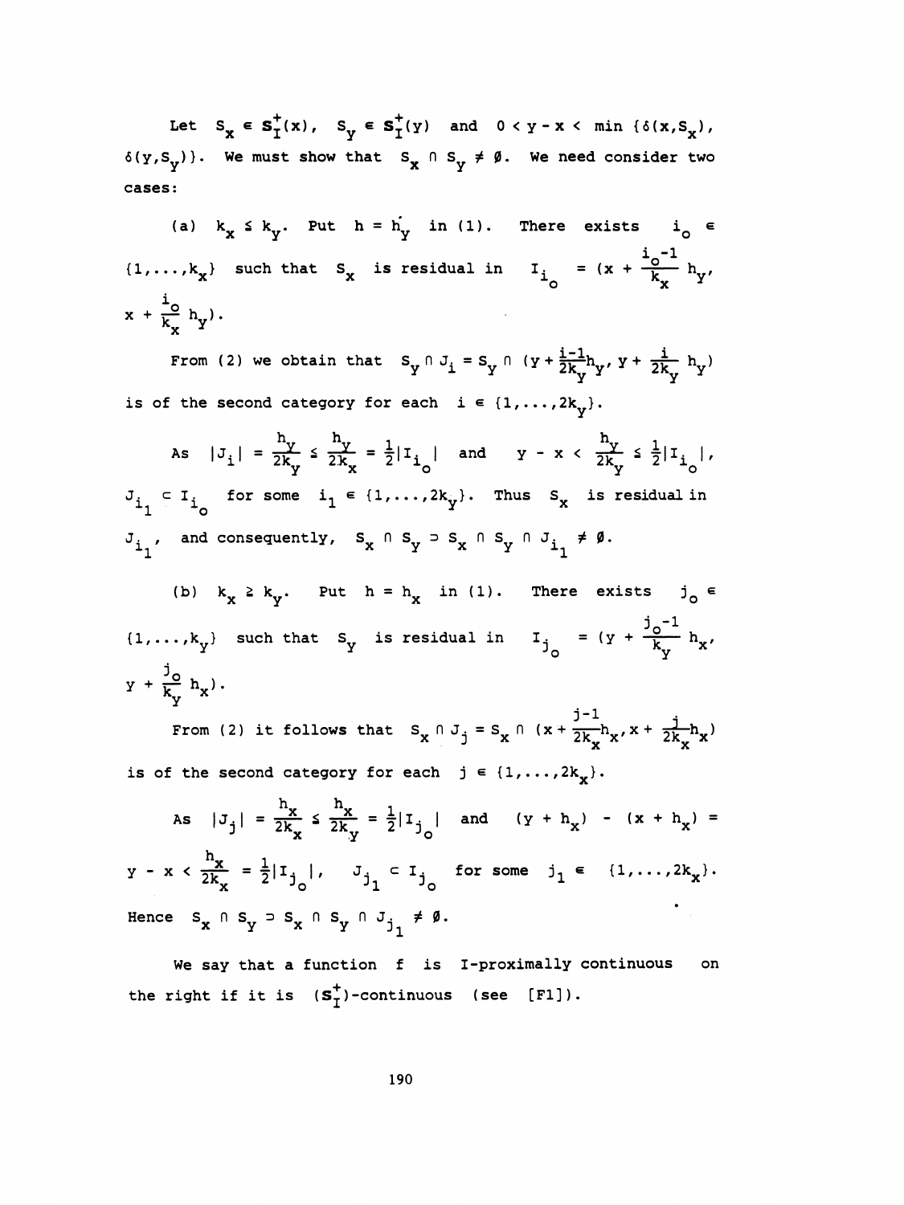Let $S_x \in \mathbf{S}_I^+(x)$, $S_y \in \mathbf{S}_I^+(y)$ and $0 < y - x < \min\{\delta(x,S_x), \delta(y,S_y)\}$. We must show that $S_x \cap S_y \neq \emptyset$. We need consider two cases:

(a) $k_x \le k_y$. Put $h = h_y$ in (1). There exists $i_o \in \{1,\dots,k_x\}$ such that $S_x$ is residual in $I_{i_o} = (x + \frac{i_o-1}{k_x} h_y, x + \frac{i_o}{k_x} h_y)$.

From (2) we obtain that $S_y \cap J_i = S_y \cap (y + \frac{i-1}{2k_y} h_y, y + \frac{i}{2k_y} h_y)$ is of the second category for each $i \in \{1,\dots,2k_y\}$.

As $|J_i| = \frac{h_y}{2k_y} \le \frac{h_y}{2k_x} = \frac{1}{2}|I_{i_o}|$ and $y - x < \frac{h_y}{2k_y} \le \frac{1}{2}|I_{i_o}|$, $J_{i_1} \subset I_{i_o}$ for some $i_1 \in \{1,\dots,2k_y\}$. Thus $S_x$ is residual in $J_{i_1}$, and consequently, $S_x \cap S_y \supset S_x \cap S_y \cap J_{i_1} \neq \emptyset$.

(b) $k_x \ge k_y$. Put $h = h_x$ in (1). There exists $j_o \in \{1,\dots,k_y\}$ such that $S_y$ is residual in $I_{j_o} = (y + \frac{j_o-1}{k_y} h_x, y + \frac{j_o}{k_y} h_x)$.

From (2) it follows that $S_x \cap J_j = S_x \cap (x + \frac{j-1}{2k_x} h_x, x + \frac{j}{2k_x} h_x)$ is of the second category for each $j \in \{1,\dots,2k_x\}$.

As $|J_j| = \frac{h_x}{2k_x} \le \frac{h_x}{2k_y} = \frac{1}{2}|I_{j_o}|$ and $(y + h_x) - (x + h_x) = y - x < \frac{h_x}{2k_x} = \frac{1}{2}|I_{j_o}|$, $J_{j_1} \subset I_{j_o}$ for some $j_1 \in \{1,\dots,2k_x\}$. Hence $S_x \cap S_y \supset S_x \cap S_y \cap J_{j_1} \neq \emptyset$.

We say that a function $f$ is I-proximally continuous on the right if it is $(\mathbf{S}_I^+)$-continuous (see [F1]).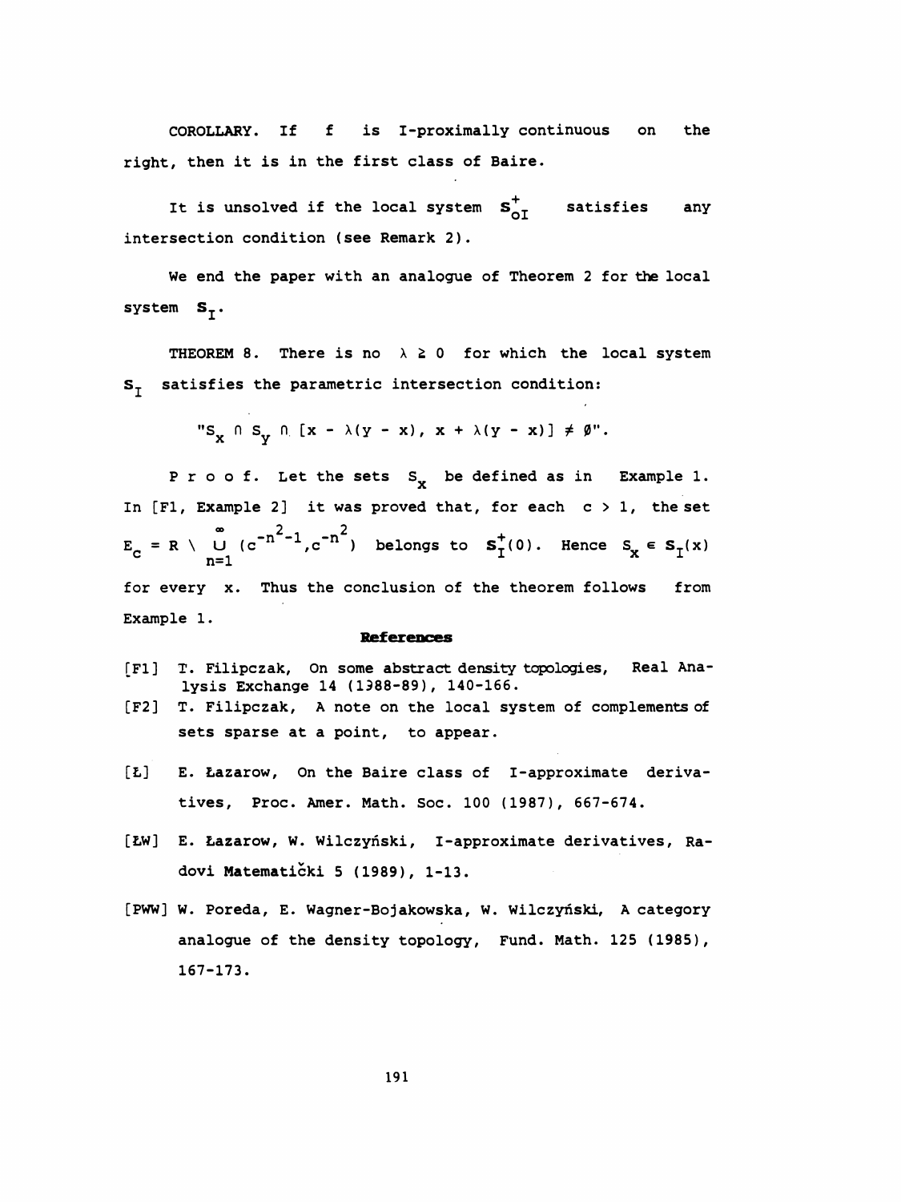COROLLARY. If $f$ is I-proximally continuous on the right, then it is in the first class of Baire.

It is unsolved if the local system $\mathbf{S}^{+}_{oI}$ satisfies any intersection condition (see Remark 2).

We end the paper with an analogue of Theorem 2 for the local system $\mathbf{S}_I$.

THEOREM 8. There is no $\lambda \geq 0$ for which the local system $\mathbf{S}_I$ satisfies the parametric intersection condition:

$$"S_x \cap S_y \cap [x - \lambda(y - x), x + \lambda(y - x)] \neq \emptyset".$$

P r o o f. Let the sets $S_x$ be defined as in Example 1. In [F1, Example 2] it was proved that, for each $c > 1$, the set $E_c = R \setminus \bigcup_{n=1}^{\infty} (c^{-n^2-1}, c^{-n^2})$ belongs to $\mathbf{S}^{+}_I(0)$. Hence $S_x \in \mathbf{S}_I(x)$ for every $x$. Thus the conclusion of the theorem follows from Example 1.

## References

[F1] T. Filipczak, On some abstract density topologies, Real Analysis Exchange 14 (1988-89), 140-166.

[F2] T. Filipczak, A note on the local system of complements of sets sparse at a point, to appear.

[Ł] E. Łazarow, On the Baire class of I-approximate derivatives, Proc. Amer. Math. Soc. 100 (1987), 667-674.

[ŁW] E. Łazarow, W. Wilczyński, I-approximate derivatives, Radovi Matematički 5 (1989), 1-13.

[PWW] W. Poreda, E. Wagner-Bojakowska, W. Wilczyński, A category analogue of the density topology, Fund. Math. 125 (1985), 167-173.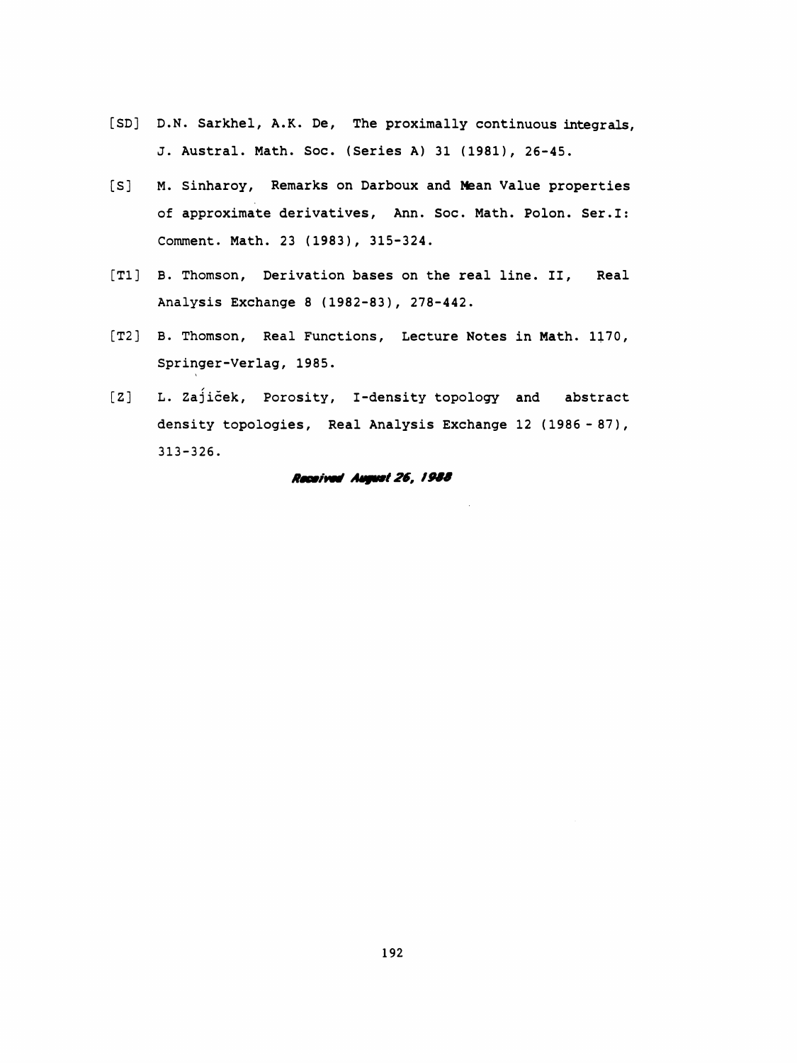[SD] D.N. Sarkhel, A.K. De, The proximally continuous integrals, J. Austral. Math. Soc. (Series A) 31 (1981), 26-45.

[S] M. Sinharoy, Remarks on Darboux and Mean Value properties of approximate derivatives, Ann. Soc. Math. Polon. Ser.I: Comment. Math. 23 (1983), 315-324.

[T1] B. Thomson, Derivation bases on the real line. II, Real Analysis Exchange 8 (1982-83), 278-442.

[T2] B. Thomson, Real Functions, Lecture Notes in Math. 1170, Springer-Verlag, 1985.

[Z] L. Zajíček, Porosity, I-density topology and abstract density topologies, Real Analysis Exchange 12 (1986 - 87), 313-326.

***Received August 26, 1988***